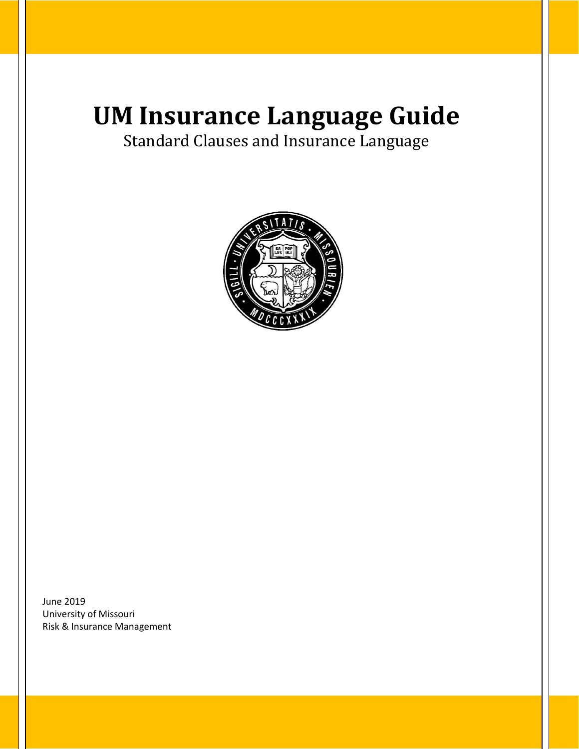# UM Insurance Language Guide

Standard Clauses and Insurance Language

June 2019
University of Missouri
Risk & Insurance Management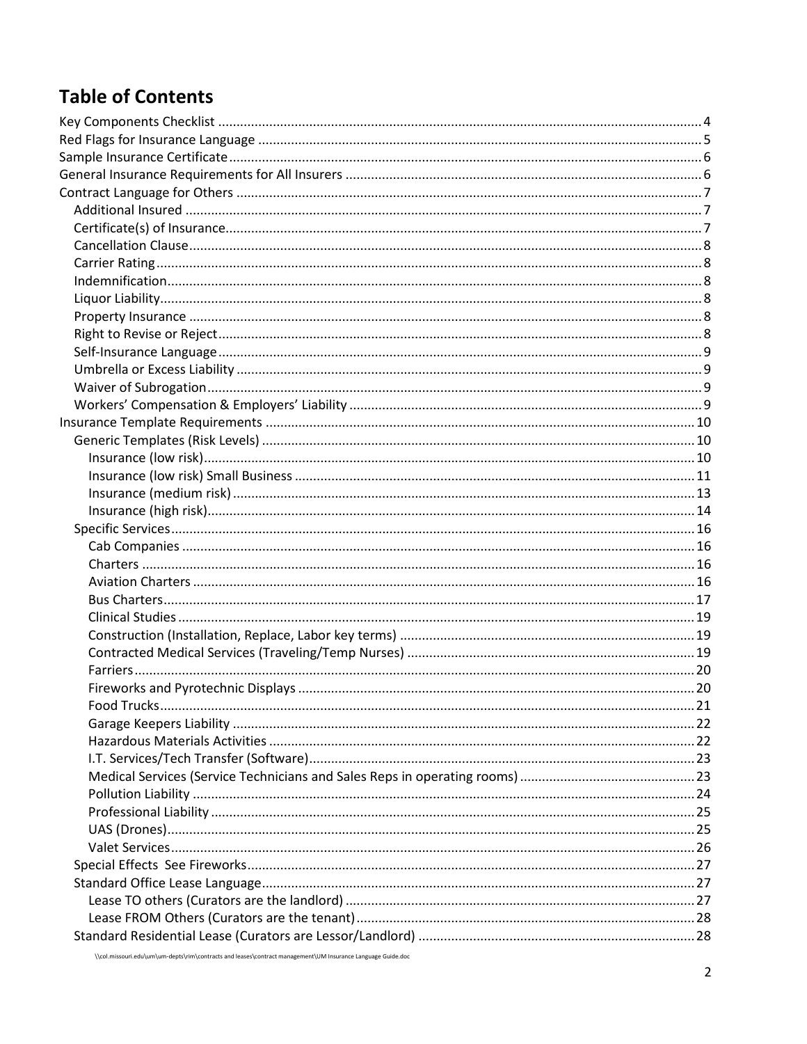# Table of Contents

- Key Components Checklist ..... 4
- Red Flags for Insurance Language ..... 5
- Sample Insurance Certificate ..... 6
- General Insurance Requirements for All Insurers ..... 6
- Contract Language for Others ..... 7
  - Additional Insured ..... 7
  - Certificate(s) of Insurance ..... 7
  - Cancellation Clause ..... 8
  - Carrier Rating ..... 8
  - Indemnification ..... 8
  - Liquor Liability ..... 8
  - Property Insurance ..... 8
  - Right to Revise or Reject ..... 8
  - Self-Insurance Language ..... 9
  - Umbrella or Excess Liability ..... 9
  - Waiver of Subrogation ..... 9
  - Workers' Compensation & Employers' Liability ..... 9
- Insurance Template Requirements ..... 10
  - Generic Templates (Risk Levels) ..... 10
    - Insurance (low risk) ..... 10
    - Insurance (low risk) Small Business ..... 11
    - Insurance (medium risk) ..... 13
    - Insurance (high risk) ..... 14
  - Specific Services ..... 16
    - Cab Companies ..... 16
    - Charters ..... 16
    - Aviation Charters ..... 16
    - Bus Charters ..... 17
    - Clinical Studies ..... 19
    - Construction (Installation, Replace, Labor key terms) ..... 19
    - Contracted Medical Services (Traveling/Temp Nurses) ..... 19
    - Farriers ..... 20
    - Fireworks and Pyrotechnic Displays ..... 20
    - Food Trucks ..... 21
    - Garage Keepers Liability ..... 22
    - Hazardous Materials Activities ..... 22
    - I.T. Services/Tech Transfer (Software) ..... 23
    - Medical Services (Service Technicians and Sales Reps in operating rooms) ..... 23
    - Pollution Liability ..... 24
    - Professional Liability ..... 25
    - UAS (Drones) ..... 25
    - Valet Services ..... 26
  - Special Effects See Fireworks ..... 27
  - Standard Office Lease Language ..... 27
    - Lease TO others (Curators are the landlord) ..... 27
    - Lease FROM Others (Curators are the tenant) ..... 28
  - Standard Residential Lease (Curators are Lessor/Landlord) ..... 28

\\col.missouri.edu\um\um-depts\rim\contracts and leases\contract management\UM Insurance Language Guide.doc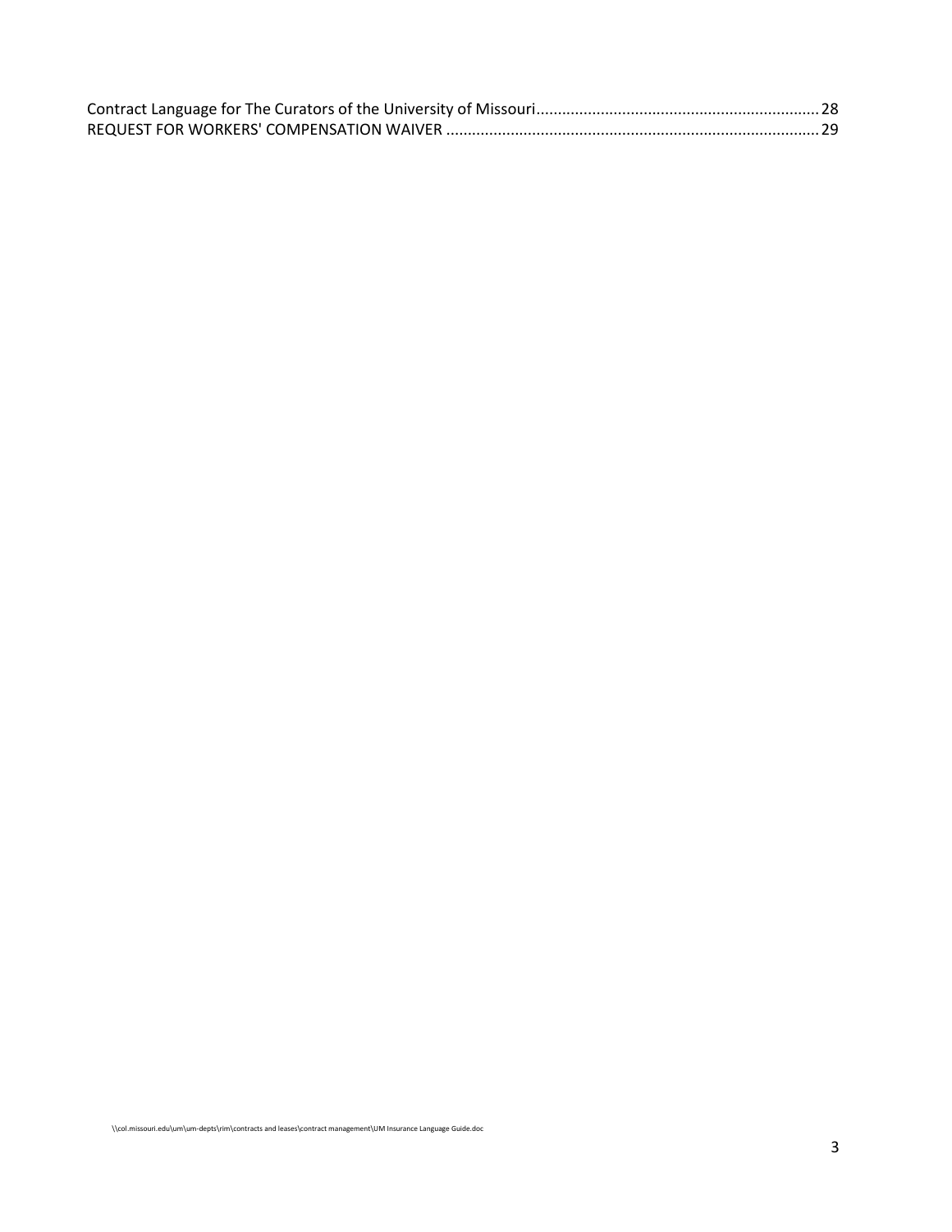Contract Language for The Curators of the University of Missouri ..................................................................28
REQUEST FOR WORKERS' COMPENSATION WAIVER .......................................................................................29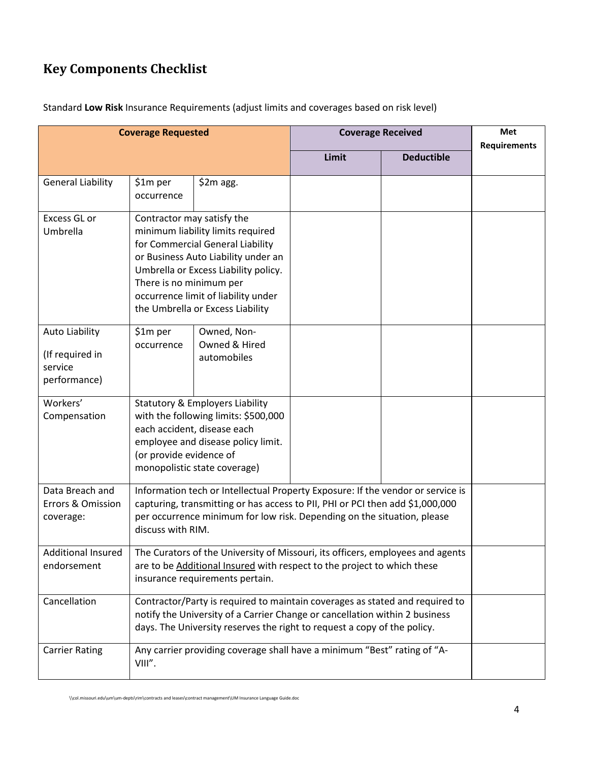# Key Components Checklist

Standard **Low Risk** Insurance Requirements (adjust limits and coverages based on risk level)

| Coverage Requested | | | Coverage Received | | Met Requirements |
|---|---|---|---|---|---|
| | | | Limit | Deductible | |
| General Liability | $1m per occurrence | $2m agg. | | | |
| Excess GL or Umbrella | Contractor may satisfy the minimum liability limits required for Commercial General Liability or Business Auto Liability under an Umbrella or Excess Liability policy. There is no minimum per occurrence limit of liability under the Umbrella or Excess Liability | | | | |
| Auto Liability (If required in service performance) | $1m per occurrence | Owned, Non-Owned & Hired automobiles | | | |
| Workers' Compensation | Statutory & Employers Liability with the following limits: $500,000 each accident, disease each employee and disease policy limit. (or provide evidence of monopolistic state coverage) | | | | |
| Data Breach and Errors & Omission coverage: | Information tech or Intellectual Property Exposure: If the vendor or service is capturing, transmitting or has access to PII, PHI or PCI then add $1,000,000 per occurrence minimum for low risk. Depending on the situation, please discuss with RIM. | | | | |
| Additional Insured endorsement | The Curators of the University of Missouri, its officers, employees and agents are to be Additional Insured with respect to the project to which these insurance requirements pertain. | | | | |
| Cancellation | Contractor/Party is required to maintain coverages as stated and required to notify the University of a Carrier Change or cancellation within 2 business days. The University reserves the right to request a copy of the policy. | | | | |
| Carrier Rating | Any carrier providing coverage shall have a minimum "Best" rating of "A-VIII". | | | | |

\\col.missouri.edu\um\um-depts\rim\contracts and leases\contract management\UM Insurance Language Guide.doc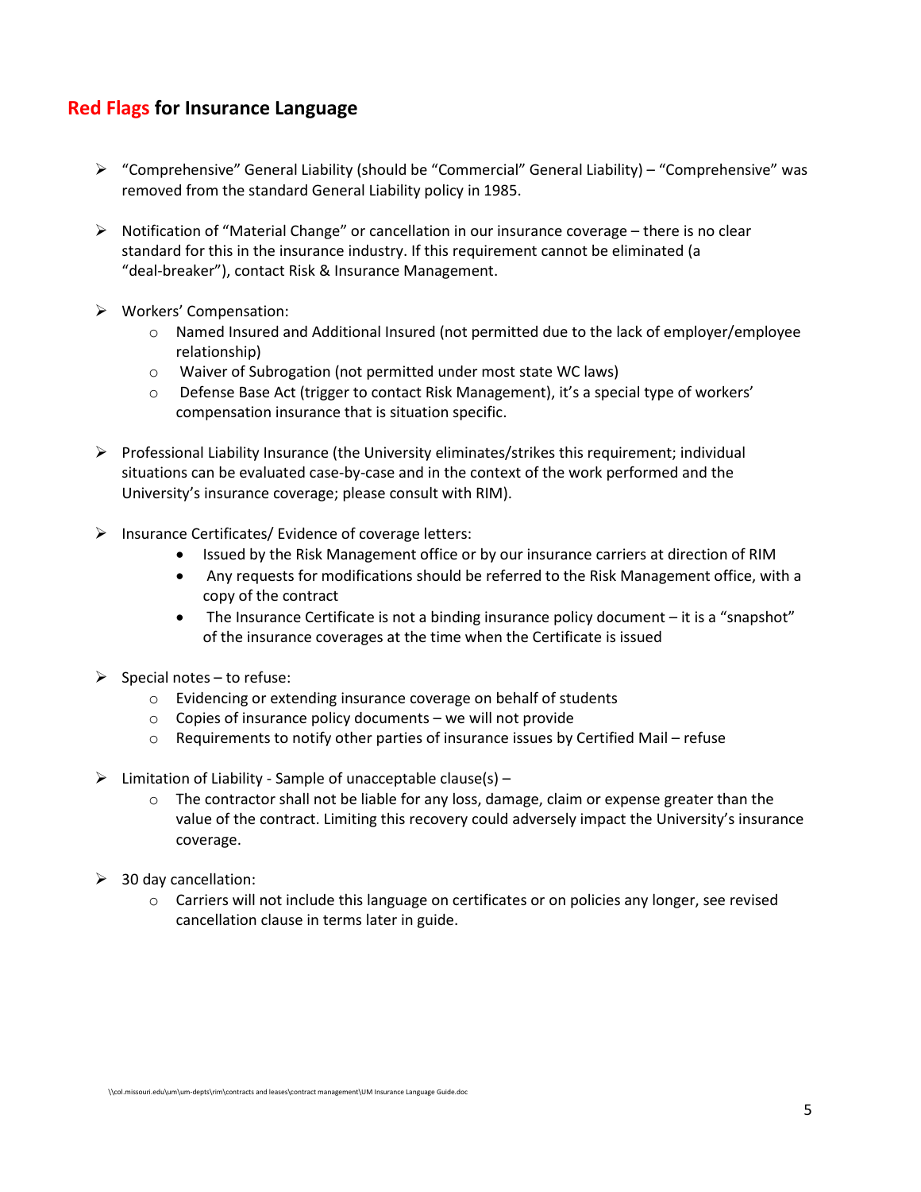## Red Flags for Insurance Language

- "Comprehensive" General Liability (should be "Commercial" General Liability) – "Comprehensive" was removed from the standard General Liability policy in 1985.

- Notification of "Material Change" or cancellation in our insurance coverage – there is no clear standard for this in the insurance industry. If this requirement cannot be eliminated (a "deal-breaker"), contact Risk & Insurance Management.

- Workers' Compensation:
  - Named Insured and Additional Insured (not permitted due to the lack of employer/employee relationship)
  - Waiver of Subrogation (not permitted under most state WC laws)
  - Defense Base Act (trigger to contact Risk Management), it's a special type of workers' compensation insurance that is situation specific.

- Professional Liability Insurance (the University eliminates/strikes this requirement; individual situations can be evaluated case-by-case and in the context of the work performed and the University's insurance coverage; please consult with RIM).

- Insurance Certificates/ Evidence of coverage letters:
  - Issued by the Risk Management office or by our insurance carriers at direction of RIM
  - Any requests for modifications should be referred to the Risk Management office, with a copy of the contract
  - The Insurance Certificate is not a binding insurance policy document – it is a "snapshot" of the insurance coverages at the time when the Certificate is issued

- Special notes – to refuse:
  - Evidencing or extending insurance coverage on behalf of students
  - Copies of insurance policy documents – we will not provide
  - Requirements to notify other parties of insurance issues by Certified Mail – refuse

- Limitation of Liability - Sample of unacceptable clause(s) –
  - The contractor shall not be liable for any loss, damage, claim or expense greater than the value of the contract. Limiting this recovery could adversely impact the University's insurance coverage.

- 30 day cancellation:
  - Carriers will not include this language on certificates or on policies any longer, see revised cancellation clause in terms later in guide.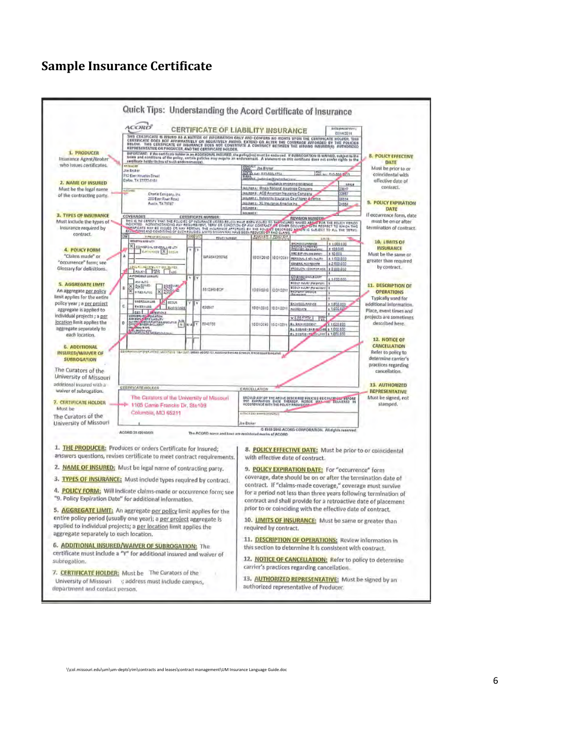# Sample Insurance Certificate

## Quick Tips: Understanding the Acord Certificate of Insurance

**1. PRODUCER**
Insurance Agent/Broker who issues certificates.

**2. NAME OF INSURED**
Must be the legal name of the contracting party.

**3. TYPES OF INSURANCE**
Must include the types of insurance required by contract.

**4. POLICY FORM**
"Claims made" or "occurrence" form; see Glossary for definitions.

**5. AGGREGATE LIMIT**
An aggregate per policy limit applies for the entire policy year; a per project aggregate is applied to individual projects; a per location limit applies the aggregate separately to each location.

**6. ADDITIONAL INSURED/WAIVER OF SUBROGATION**
The Curators of the University of Missouri additional insured with a waiver of subrogation.

**7. CERTIFICATE HOLDER**
Must be The Curators of the University of Missouri

**8. POLICY EFFECTIVE DATE**
Must be prior to or coincidental with effective date of contract.

**9. POLICY EXPIRATION DATE**
If occurrence form, date must be on or after termination of contract.

**10. LIMITS OF INSURANCE**
Must be the same or greater than required by contract.

**11. DESCRIPTION OF OPERATIONS**
Typically used for additional information. Place, event times and projects are sometimes described here.

**12. NOTICE OF CANCELLATION**
Refer to policy to determine carrier's practices regarding cancellation.

**13. AUTHORIZED REPRESENTATIVE**
Must be signed, not stamped.

---

1. **THE PRODUCER:** Produces or orders Certificate for Insured; answers questions, revises certificate to meet contract requirements.
2. **NAME OF INSURED:** Must be legal name of contracting party.
3. **TYPES OF INSURANCE:** Must include types required by contract.
4. **POLICY FORM:** Will indicate claims-made or occurrence form; see "9. Policy Expiration Date" for additional information.
5. **AGGREGATE LIMIT:** An aggregate per policy limit applies for the entire policy period (usually one year); a per project aggregate is applied to individual projects; a per location limit applies the aggregate separately to each location.
6. **ADDITIONAL INSURED/WAIVER OF SUBROGATION:** The certificate must include a "Y" for additional insured and waiver of subrogation.
7. **CERTIFICATE HOLDER:** Must be The Curators of the University of Missouri; address must include campus, department and contact person.
8. **POLICY EFFECTIVE DATE:** Must be prior to or coincidental with effective date of contract.
9. **POLICY EXPIRATION DATE:** For "occurrence" form coverage, date should be on or after the termination date of contract. If "claims-made coverage," coverage must survive for a period not less than three years following termination of contract and shall provide for a retroactive date of placement prior to or coinciding with the effective date of contract.
10. **LIMITS OF INSURANCE:** Must be same or greater than required by contract.
11. **DESCRIPTION OF OPERATIONS:** Review information in this section to determine it is consistent with contract.
12. **NOTICE OF CANCELLATION:** Refer to policy to determine carrier's practices regarding cancellation.
13. **AUTHORIZED REPRESENTATIVE:** Must be signed by an authorized representative of Producer.

\\col.missouri.edu\um\um-depts\rim\contracts and leases\contract management\UM Insurance Language Guide.doc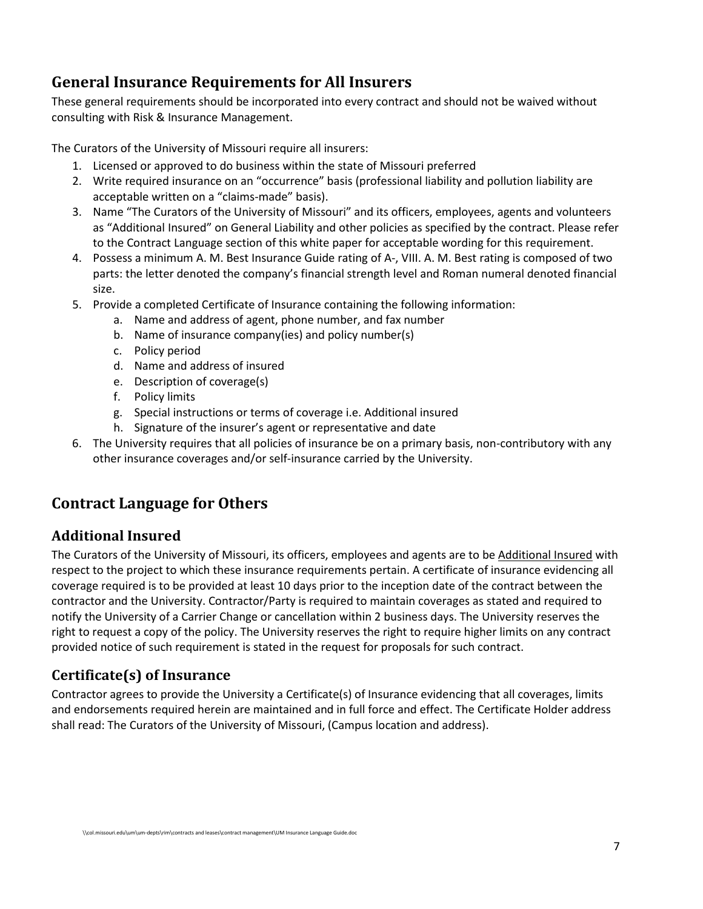## General Insurance Requirements for All Insurers

These general requirements should be incorporated into every contract and should not be waived without consulting with Risk & Insurance Management.

The Curators of the University of Missouri require all insurers:

1. Licensed or approved to do business within the state of Missouri preferred
2. Write required insurance on an "occurrence" basis (professional liability and pollution liability are acceptable written on a "claims-made" basis).
3. Name "The Curators of the University of Missouri" and its officers, employees, agents and volunteers as "Additional Insured" on General Liability and other policies as specified by the contract. Please refer to the Contract Language section of this white paper for acceptable wording for this requirement.
4. Possess a minimum A. M. Best Insurance Guide rating of A-, VIII. A. M. Best rating is composed of two parts: the letter denoted the company's financial strength level and Roman numeral denoted financial size.
5. Provide a completed Certificate of Insurance containing the following information:
    a. Name and address of agent, phone number, and fax number
    b. Name of insurance company(ies) and policy number(s)
    c. Policy period
    d. Name and address of insured
    e. Description of coverage(s)
    f. Policy limits
    g. Special instructions or terms of coverage i.e. Additional insured
    h. Signature of the insurer's agent or representative and date
6. The University requires that all policies of insurance be on a primary basis, non-contributory with any other insurance coverages and/or self-insurance carried by the University.

## Contract Language for Others

### Additional Insured

The Curators of the University of Missouri, its officers, employees and agents are to be Additional Insured with respect to the project to which these insurance requirements pertain. A certificate of insurance evidencing all coverage required is to be provided at least 10 days prior to the inception date of the contract between the contractor and the University. Contractor/Party is required to maintain coverages as stated and required to notify the University of a Carrier Change or cancellation within 2 business days. The University reserves the right to request a copy of the policy. The University reserves the right to require higher limits on any contract provided notice of such requirement is stated in the request for proposals for such contract.

### Certificate(s) of Insurance

Contractor agrees to provide the University a Certificate(s) of Insurance evidencing that all coverages, limits and endorsements required herein are maintained and in full force and effect. The Certificate Holder address shall read: The Curators of the University of Missouri, (Campus location and address).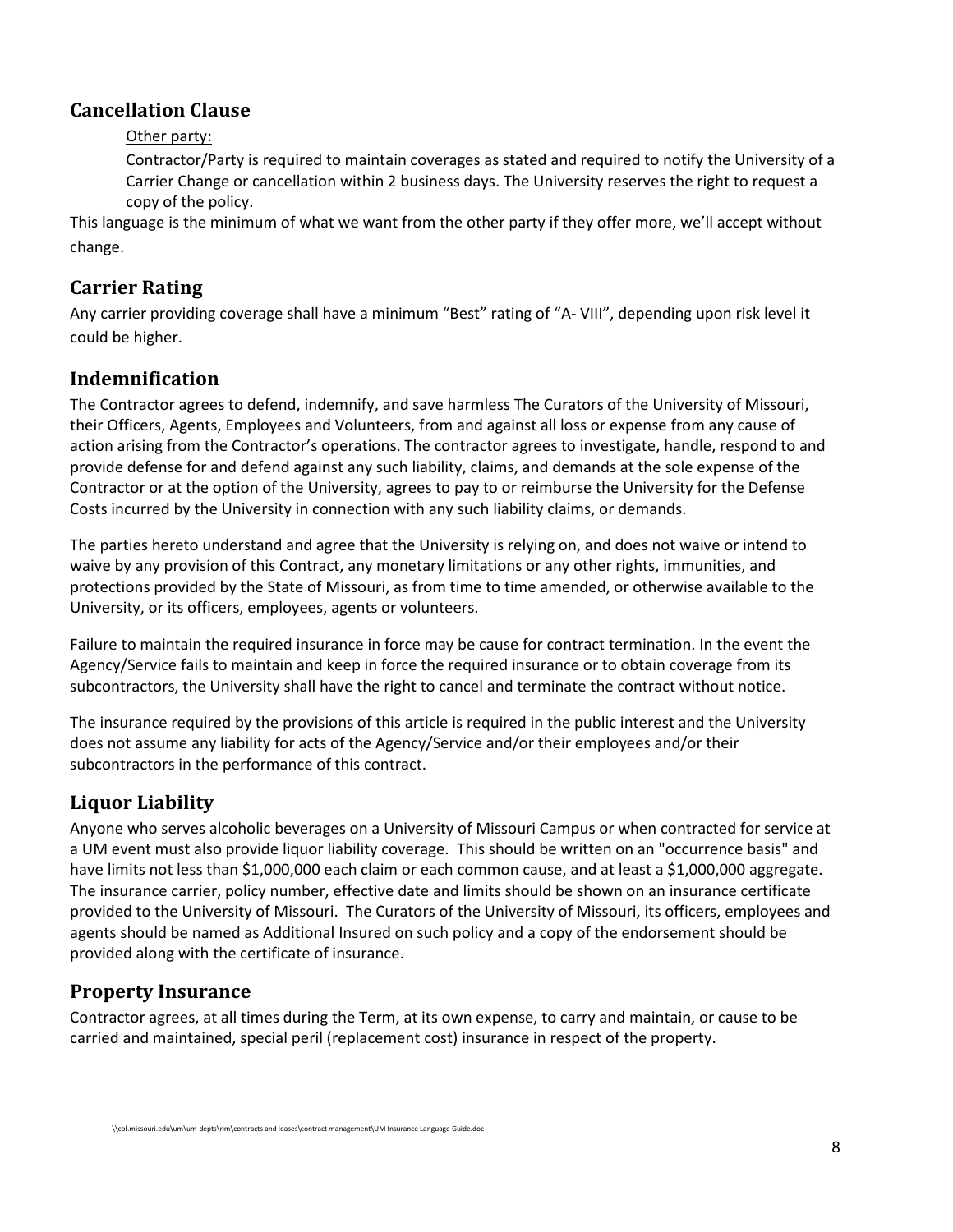## Cancellation Clause

<u>Other party:</u>

Contractor/Party is required to maintain coverages as stated and required to notify the University of a Carrier Change or cancellation within 2 business days. The University reserves the right to request a copy of the policy.

This language is the minimum of what we want from the other party if they offer more, we'll accept without change.

## Carrier Rating

Any carrier providing coverage shall have a minimum "Best" rating of "A- VIII", depending upon risk level it could be higher.

## Indemnification

The Contractor agrees to defend, indemnify, and save harmless The Curators of the University of Missouri, their Officers, Agents, Employees and Volunteers, from and against all loss or expense from any cause of action arising from the Contractor's operations. The contractor agrees to investigate, handle, respond to and provide defense for and defend against any such liability, claims, and demands at the sole expense of the Contractor or at the option of the University, agrees to pay to or reimburse the University for the Defense Costs incurred by the University in connection with any such liability claims, or demands.

The parties hereto understand and agree that the University is relying on, and does not waive or intend to waive by any provision of this Contract, any monetary limitations or any other rights, immunities, and protections provided by the State of Missouri, as from time to time amended, or otherwise available to the University, or its officers, employees, agents or volunteers.

Failure to maintain the required insurance in force may be cause for contract termination. In the event the Agency/Service fails to maintain and keep in force the required insurance or to obtain coverage from its subcontractors, the University shall have the right to cancel and terminate the contract without notice.

The insurance required by the provisions of this article is required in the public interest and the University does not assume any liability for acts of the Agency/Service and/or their employees and/or their subcontractors in the performance of this contract.

## Liquor Liability

Anyone who serves alcoholic beverages on a University of Missouri Campus or when contracted for service at a UM event must also provide liquor liability coverage. This should be written on an "occurrence basis" and have limits not less than $1,000,000 each claim or each common cause, and at least a $1,000,000 aggregate. The insurance carrier, policy number, effective date and limits should be shown on an insurance certificate provided to the University of Missouri. The Curators of the University of Missouri, its officers, employees and agents should be named as Additional Insured on such policy and a copy of the endorsement should be provided along with the certificate of insurance.

## Property Insurance

Contractor agrees, at all times during the Term, at its own expense, to carry and maintain, or cause to be carried and maintained, special peril (replacement cost) insurance in respect of the property.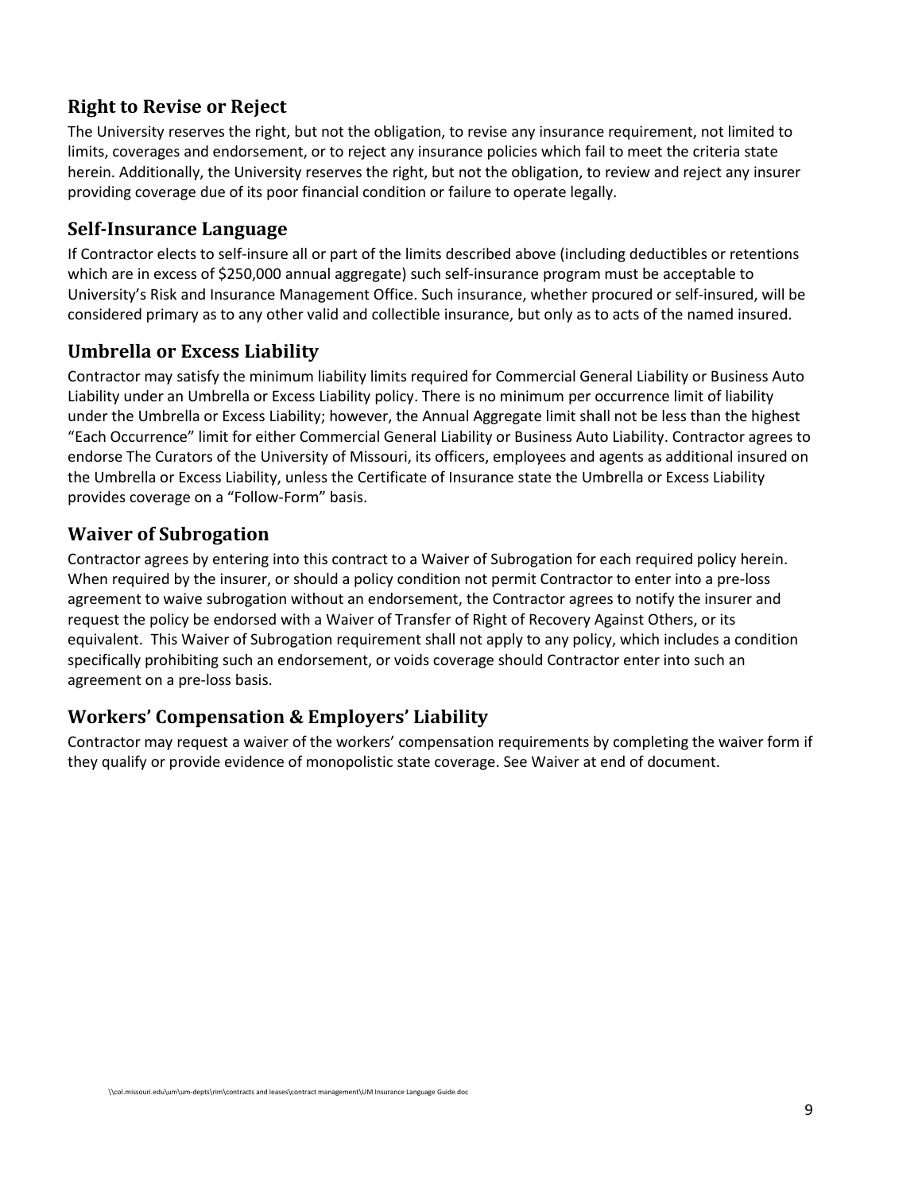## Right to Revise or Reject

The University reserves the right, but not the obligation, to revise any insurance requirement, not limited to limits, coverages and endorsement, or to reject any insurance policies which fail to meet the criteria state herein. Additionally, the University reserves the right, but not the obligation, to review and reject any insurer providing coverage due of its poor financial condition or failure to operate legally.

## Self-Insurance Language

If Contractor elects to self-insure all or part of the limits described above (including deductibles or retentions which are in excess of $250,000 annual aggregate) such self-insurance program must be acceptable to University's Risk and Insurance Management Office. Such insurance, whether procured or self-insured, will be considered primary as to any other valid and collectible insurance, but only as to acts of the named insured.

## Umbrella or Excess Liability

Contractor may satisfy the minimum liability limits required for Commercial General Liability or Business Auto Liability under an Umbrella or Excess Liability policy. There is no minimum per occurrence limit of liability under the Umbrella or Excess Liability; however, the Annual Aggregate limit shall not be less than the highest "Each Occurrence" limit for either Commercial General Liability or Business Auto Liability. Contractor agrees to endorse The Curators of the University of Missouri, its officers, employees and agents as additional insured on the Umbrella or Excess Liability, unless the Certificate of Insurance state the Umbrella or Excess Liability provides coverage on a "Follow-Form" basis.

## Waiver of Subrogation

Contractor agrees by entering into this contract to a Waiver of Subrogation for each required policy herein. When required by the insurer, or should a policy condition not permit Contractor to enter into a pre-loss agreement to waive subrogation without an endorsement, the Contractor agrees to notify the insurer and request the policy be endorsed with a Waiver of Transfer of Right of Recovery Against Others, or its equivalent. This Waiver of Subrogation requirement shall not apply to any policy, which includes a condition specifically prohibiting such an endorsement, or voids coverage should Contractor enter into such an agreement on a pre-loss basis.

## Workers' Compensation & Employers' Liability

Contractor may request a waiver of the workers' compensation requirements by completing the waiver form if they qualify or provide evidence of monopolistic state coverage. See Waiver at end of document.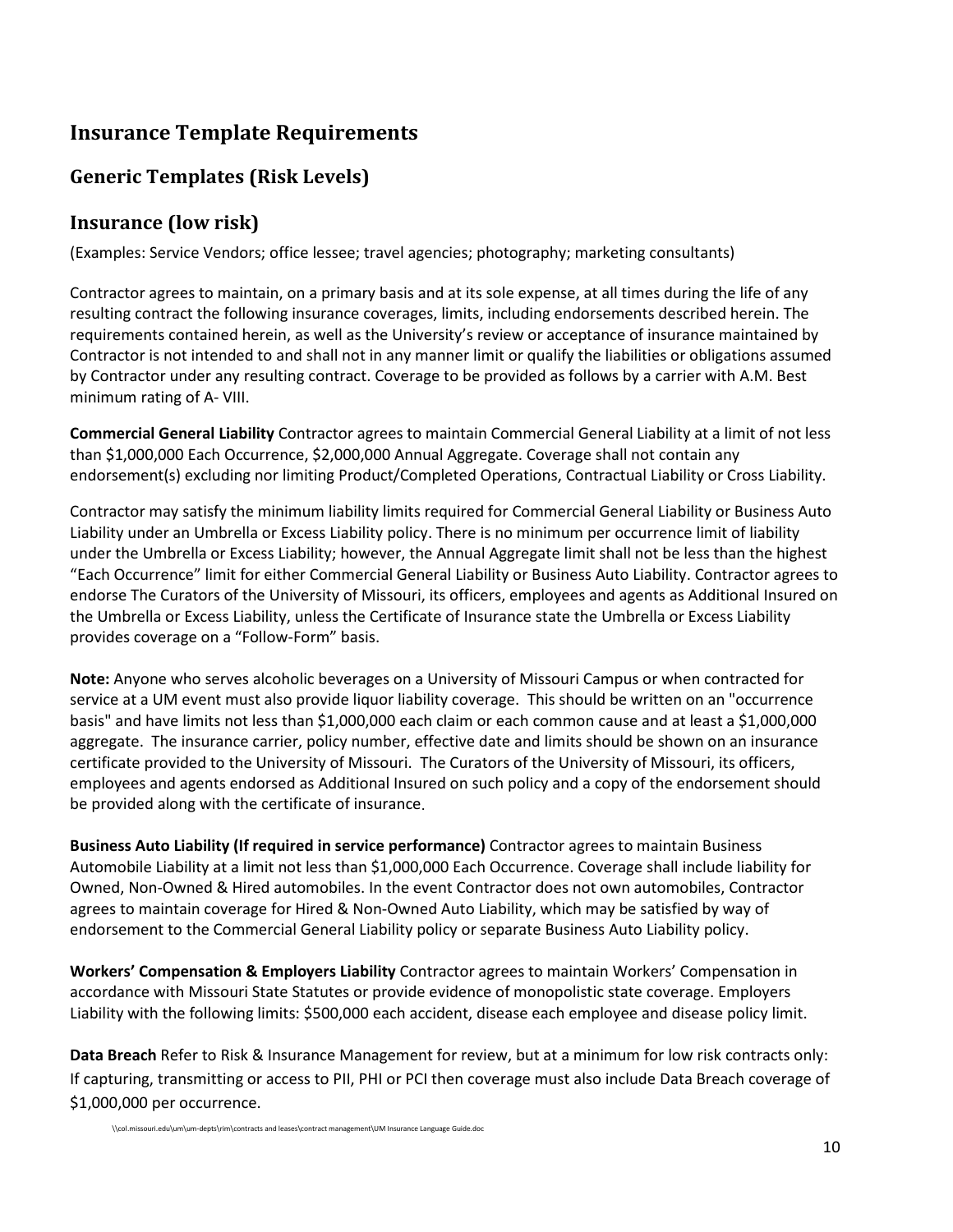## Insurance Template Requirements

### Generic Templates (Risk Levels)

### Insurance (low risk)

(Examples: Service Vendors; office lessee; travel agencies; photography; marketing consultants)

Contractor agrees to maintain, on a primary basis and at its sole expense, at all times during the life of any resulting contract the following insurance coverages, limits, including endorsements described herein. The requirements contained herein, as well as the University's review or acceptance of insurance maintained by Contractor is not intended to and shall not in any manner limit or qualify the liabilities or obligations assumed by Contractor under any resulting contract. Coverage to be provided as follows by a carrier with A.M. Best minimum rating of A- VIII.

**Commercial General Liability** Contractor agrees to maintain Commercial General Liability at a limit of not less than $1,000,000 Each Occurrence, $2,000,000 Annual Aggregate. Coverage shall not contain any endorsement(s) excluding nor limiting Product/Completed Operations, Contractual Liability or Cross Liability.

Contractor may satisfy the minimum liability limits required for Commercial General Liability or Business Auto Liability under an Umbrella or Excess Liability policy. There is no minimum per occurrence limit of liability under the Umbrella or Excess Liability; however, the Annual Aggregate limit shall not be less than the highest "Each Occurrence" limit for either Commercial General Liability or Business Auto Liability. Contractor agrees to endorse The Curators of the University of Missouri, its officers, employees and agents as Additional Insured on the Umbrella or Excess Liability, unless the Certificate of Insurance state the Umbrella or Excess Liability provides coverage on a "Follow-Form" basis.

**Note:** Anyone who serves alcoholic beverages on a University of Missouri Campus or when contracted for service at a UM event must also provide liquor liability coverage. This should be written on an "occurrence basis" and have limits not less than $1,000,000 each claim or each common cause and at least a $1,000,000 aggregate. The insurance carrier, policy number, effective date and limits should be shown on an insurance certificate provided to the University of Missouri. The Curators of the University of Missouri, its officers, employees and agents endorsed as Additional Insured on such policy and a copy of the endorsement should be provided along with the certificate of insurance.

**Business Auto Liability (If required in service performance)** Contractor agrees to maintain Business Automobile Liability at a limit not less than $1,000,000 Each Occurrence. Coverage shall include liability for Owned, Non-Owned & Hired automobiles. In the event Contractor does not own automobiles, Contractor agrees to maintain coverage for Hired & Non-Owned Auto Liability, which may be satisfied by way of endorsement to the Commercial General Liability policy or separate Business Auto Liability policy.

**Workers' Compensation & Employers Liability** Contractor agrees to maintain Workers' Compensation in accordance with Missouri State Statutes or provide evidence of monopolistic state coverage. Employers Liability with the following limits: $500,000 each accident, disease each employee and disease policy limit.

**Data Breach** Refer to Risk & Insurance Management for review, but at a minimum for low risk contracts only: If capturing, transmitting or access to PII, PHI or PCI then coverage must also include Data Breach coverage of $1,000,000 per occurrence.

\\col.missouri.edu\um\um-depts\rim\contracts and leases\contract management\UM Insurance Language Guide.doc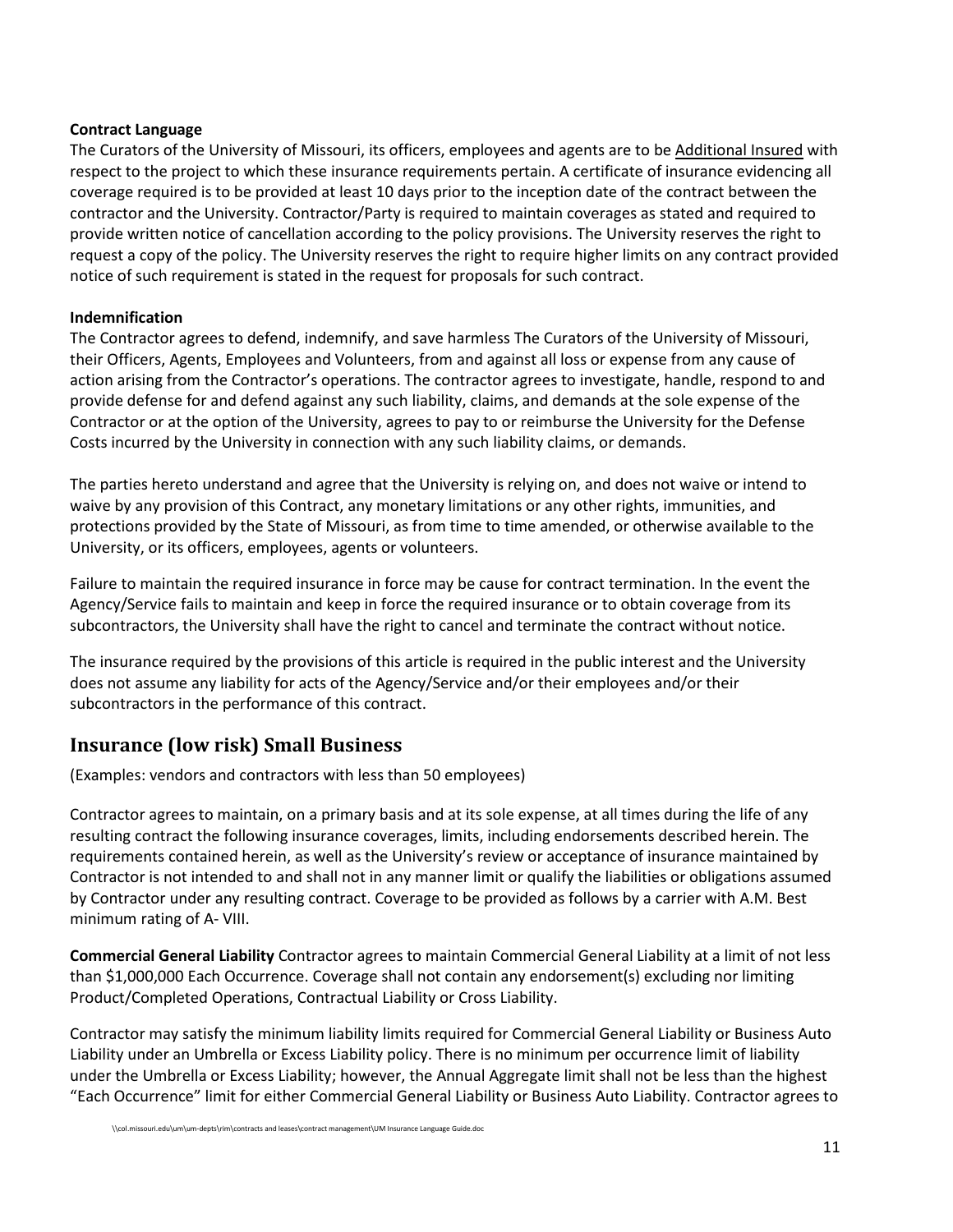**Contract Language**

The Curators of the University of Missouri, its officers, employees and agents are to be Additional Insured with respect to the project to which these insurance requirements pertain. A certificate of insurance evidencing all coverage required is to be provided at least 10 days prior to the inception date of the contract between the contractor and the University. Contractor/Party is required to maintain coverages as stated and required to provide written notice of cancellation according to the policy provisions. The University reserves the right to request a copy of the policy. The University reserves the right to require higher limits on any contract provided notice of such requirement is stated in the request for proposals for such contract.

**Indemnification**

The Contractor agrees to defend, indemnify, and save harmless The Curators of the University of Missouri, their Officers, Agents, Employees and Volunteers, from and against all loss or expense from any cause of action arising from the Contractor's operations. The contractor agrees to investigate, handle, respond to and provide defense for and defend against any such liability, claims, and demands at the sole expense of the Contractor or at the option of the University, agrees to pay to or reimburse the University for the Defense Costs incurred by the University in connection with any such liability claims, or demands.

The parties hereto understand and agree that the University is relying on, and does not waive or intend to waive by any provision of this Contract, any monetary limitations or any other rights, immunities, and protections provided by the State of Missouri, as from time to time amended, or otherwise available to the University, or its officers, employees, agents or volunteers.

Failure to maintain the required insurance in force may be cause for contract termination. In the event the Agency/Service fails to maintain and keep in force the required insurance or to obtain coverage from its subcontractors, the University shall have the right to cancel and terminate the contract without notice.

The insurance required by the provisions of this article is required in the public interest and the University does not assume any liability for acts of the Agency/Service and/or their employees and/or their subcontractors in the performance of this contract.

## Insurance (low risk) Small Business

(Examples: vendors and contractors with less than 50 employees)

Contractor agrees to maintain, on a primary basis and at its sole expense, at all times during the life of any resulting contract the following insurance coverages, limits, including endorsements described herein. The requirements contained herein, as well as the University's review or acceptance of insurance maintained by Contractor is not intended to and shall not in any manner limit or qualify the liabilities or obligations assumed by Contractor under any resulting contract. Coverage to be provided as follows by a carrier with A.M. Best minimum rating of A- VIII.

**Commercial General Liability** Contractor agrees to maintain Commercial General Liability at a limit of not less than $1,000,000 Each Occurrence. Coverage shall not contain any endorsement(s) excluding nor limiting Product/Completed Operations, Contractual Liability or Cross Liability.

Contractor may satisfy the minimum liability limits required for Commercial General Liability or Business Auto Liability under an Umbrella or Excess Liability policy. There is no minimum per occurrence limit of liability under the Umbrella or Excess Liability; however, the Annual Aggregate limit shall not be less than the highest "Each Occurrence" limit for either Commercial General Liability or Business Auto Liability. Contractor agrees to

\\col.missouri.edu\um\um-depts\rim\contracts and leases\contract management\UM Insurance Language Guide.doc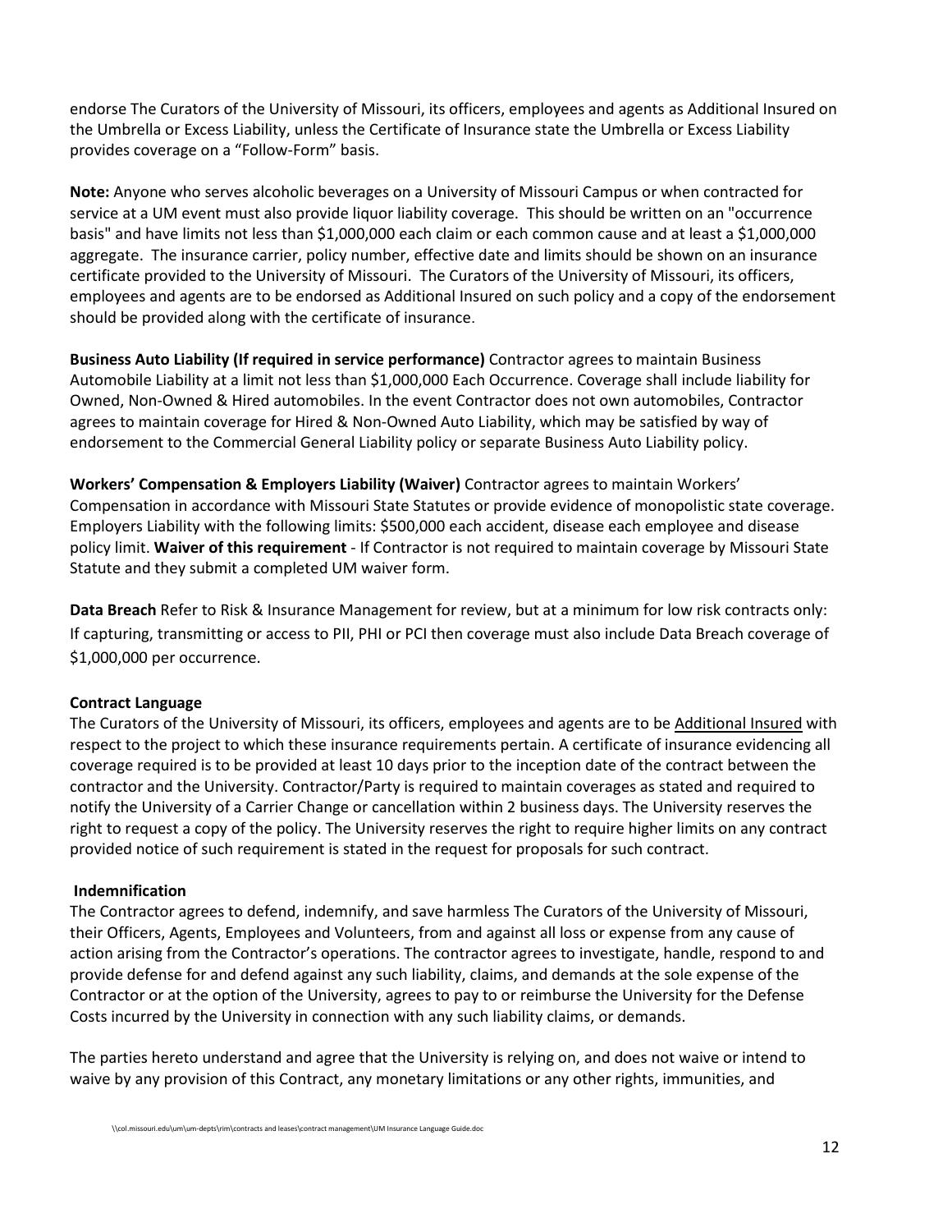endorse The Curators of the University of Missouri, its officers, employees and agents as Additional Insured on the Umbrella or Excess Liability, unless the Certificate of Insurance state the Umbrella or Excess Liability provides coverage on a "Follow-Form" basis.

**Note:** Anyone who serves alcoholic beverages on a University of Missouri Campus or when contracted for service at a UM event must also provide liquor liability coverage. This should be written on an "occurrence basis" and have limits not less than $1,000,000 each claim or each common cause and at least a $1,000,000 aggregate. The insurance carrier, policy number, effective date and limits should be shown on an insurance certificate provided to the University of Missouri. The Curators of the University of Missouri, its officers, employees and agents are to be endorsed as Additional Insured on such policy and a copy of the endorsement should be provided along with the certificate of insurance.

**Business Auto Liability (If required in service performance)** Contractor agrees to maintain Business Automobile Liability at a limit not less than $1,000,000 Each Occurrence. Coverage shall include liability for Owned, Non-Owned & Hired automobiles. In the event Contractor does not own automobiles, Contractor agrees to maintain coverage for Hired & Non-Owned Auto Liability, which may be satisfied by way of endorsement to the Commercial General Liability policy or separate Business Auto Liability policy.

**Workers' Compensation & Employers Liability (Waiver)** Contractor agrees to maintain Workers' Compensation in accordance with Missouri State Statutes or provide evidence of monopolistic state coverage. Employers Liability with the following limits: $500,000 each accident, disease each employee and disease policy limit. **Waiver of this requirement** - If Contractor is not required to maintain coverage by Missouri State Statute and they submit a completed UM waiver form.

**Data Breach** Refer to Risk & Insurance Management for review, but at a minimum for low risk contracts only: If capturing, transmitting or access to PII, PHI or PCI then coverage must also include Data Breach coverage of $1,000,000 per occurrence.

**Contract Language**
The Curators of the University of Missouri, its officers, employees and agents are to be Additional Insured with respect to the project to which these insurance requirements pertain. A certificate of insurance evidencing all coverage required is to be provided at least 10 days prior to the inception date of the contract between the contractor and the University. Contractor/Party is required to maintain coverages as stated and required to notify the University of a Carrier Change or cancellation within 2 business days. The University reserves the right to request a copy of the policy. The University reserves the right to require higher limits on any contract provided notice of such requirement is stated in the request for proposals for such contract.

**Indemnification**
The Contractor agrees to defend, indemnify, and save harmless The Curators of the University of Missouri, their Officers, Agents, Employees and Volunteers, from and against all loss or expense from any cause of action arising from the Contractor's operations. The contractor agrees to investigate, handle, respond to and provide defense for and defend against any such liability, claims, and demands at the sole expense of the Contractor or at the option of the University, agrees to pay to or reimburse the University for the Defense Costs incurred by the University in connection with any such liability claims, or demands.

The parties hereto understand and agree that the University is relying on, and does not waive or intend to waive by any provision of this Contract, any monetary limitations or any other rights, immunities, and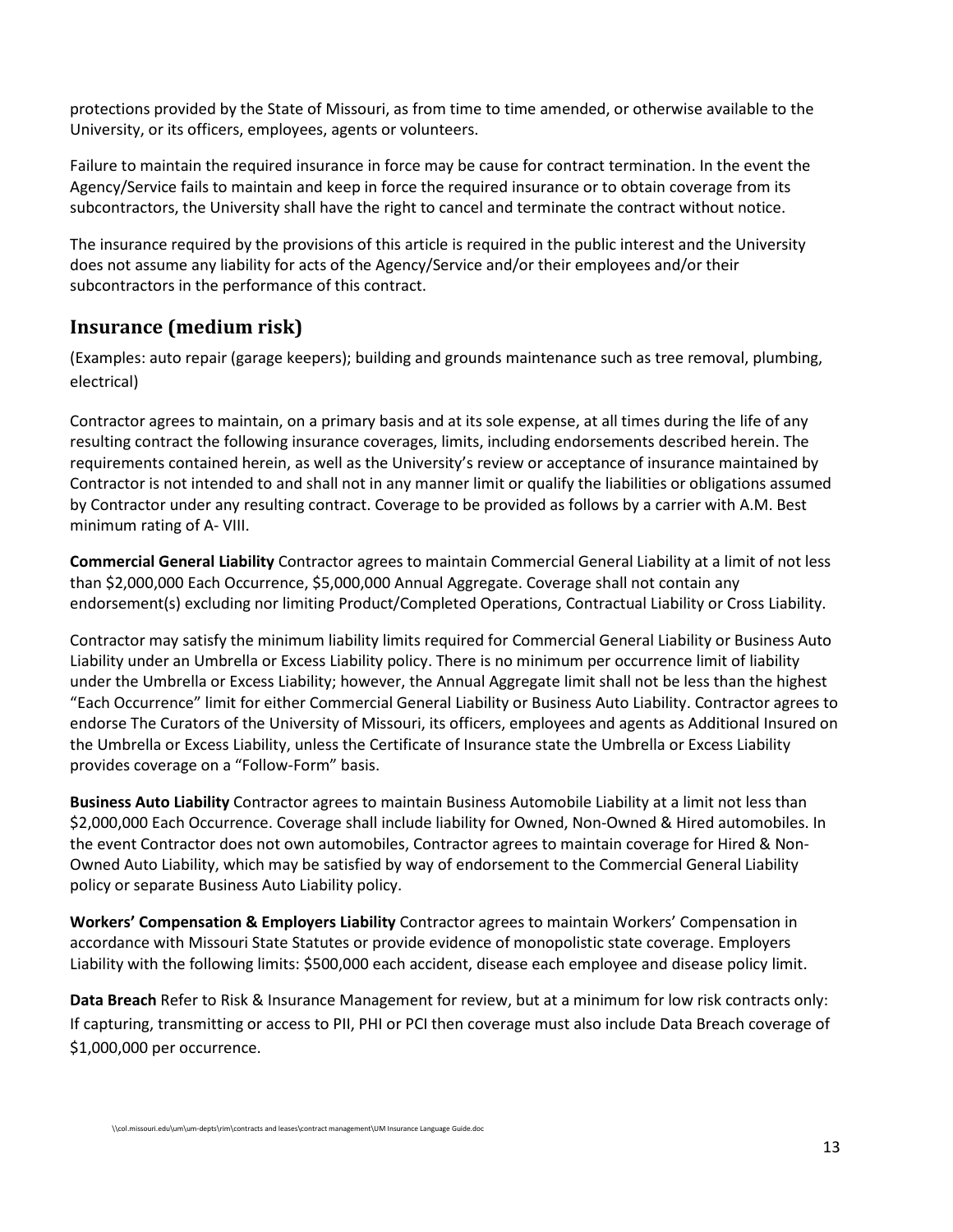protections provided by the State of Missouri, as from time to time amended, or otherwise available to the University, or its officers, employees, agents or volunteers.

Failure to maintain the required insurance in force may be cause for contract termination. In the event the Agency/Service fails to maintain and keep in force the required insurance or to obtain coverage from its subcontractors, the University shall have the right to cancel and terminate the contract without notice.

The insurance required by the provisions of this article is required in the public interest and the University does not assume any liability for acts of the Agency/Service and/or their employees and/or their subcontractors in the performance of this contract.

## Insurance (medium risk)

(Examples: auto repair (garage keepers); building and grounds maintenance such as tree removal, plumbing, electrical)

Contractor agrees to maintain, on a primary basis and at its sole expense, at all times during the life of any resulting contract the following insurance coverages, limits, including endorsements described herein. The requirements contained herein, as well as the University's review or acceptance of insurance maintained by Contractor is not intended to and shall not in any manner limit or qualify the liabilities or obligations assumed by Contractor under any resulting contract. Coverage to be provided as follows by a carrier with A.M. Best minimum rating of A- VIII.

**Commercial General Liability** Contractor agrees to maintain Commercial General Liability at a limit of not less than $2,000,000 Each Occurrence, $5,000,000 Annual Aggregate. Coverage shall not contain any endorsement(s) excluding nor limiting Product/Completed Operations, Contractual Liability or Cross Liability.

Contractor may satisfy the minimum liability limits required for Commercial General Liability or Business Auto Liability under an Umbrella or Excess Liability policy. There is no minimum per occurrence limit of liability under the Umbrella or Excess Liability; however, the Annual Aggregate limit shall not be less than the highest "Each Occurrence" limit for either Commercial General Liability or Business Auto Liability. Contractor agrees to endorse The Curators of the University of Missouri, its officers, employees and agents as Additional Insured on the Umbrella or Excess Liability, unless the Certificate of Insurance state the Umbrella or Excess Liability provides coverage on a "Follow-Form" basis.

**Business Auto Liability** Contractor agrees to maintain Business Automobile Liability at a limit not less than $2,000,000 Each Occurrence. Coverage shall include liability for Owned, Non-Owned & Hired automobiles. In the event Contractor does not own automobiles, Contractor agrees to maintain coverage for Hired & Non-Owned Auto Liability, which may be satisfied by way of endorsement to the Commercial General Liability policy or separate Business Auto Liability policy.

**Workers' Compensation & Employers Liability** Contractor agrees to maintain Workers' Compensation in accordance with Missouri State Statutes or provide evidence of monopolistic state coverage. Employers Liability with the following limits: $500,000 each accident, disease each employee and disease policy limit.

**Data Breach** Refer to Risk & Insurance Management for review, but at a minimum for low risk contracts only: If capturing, transmitting or access to PII, PHI or PCI then coverage must also include Data Breach coverage of $1,000,000 per occurrence.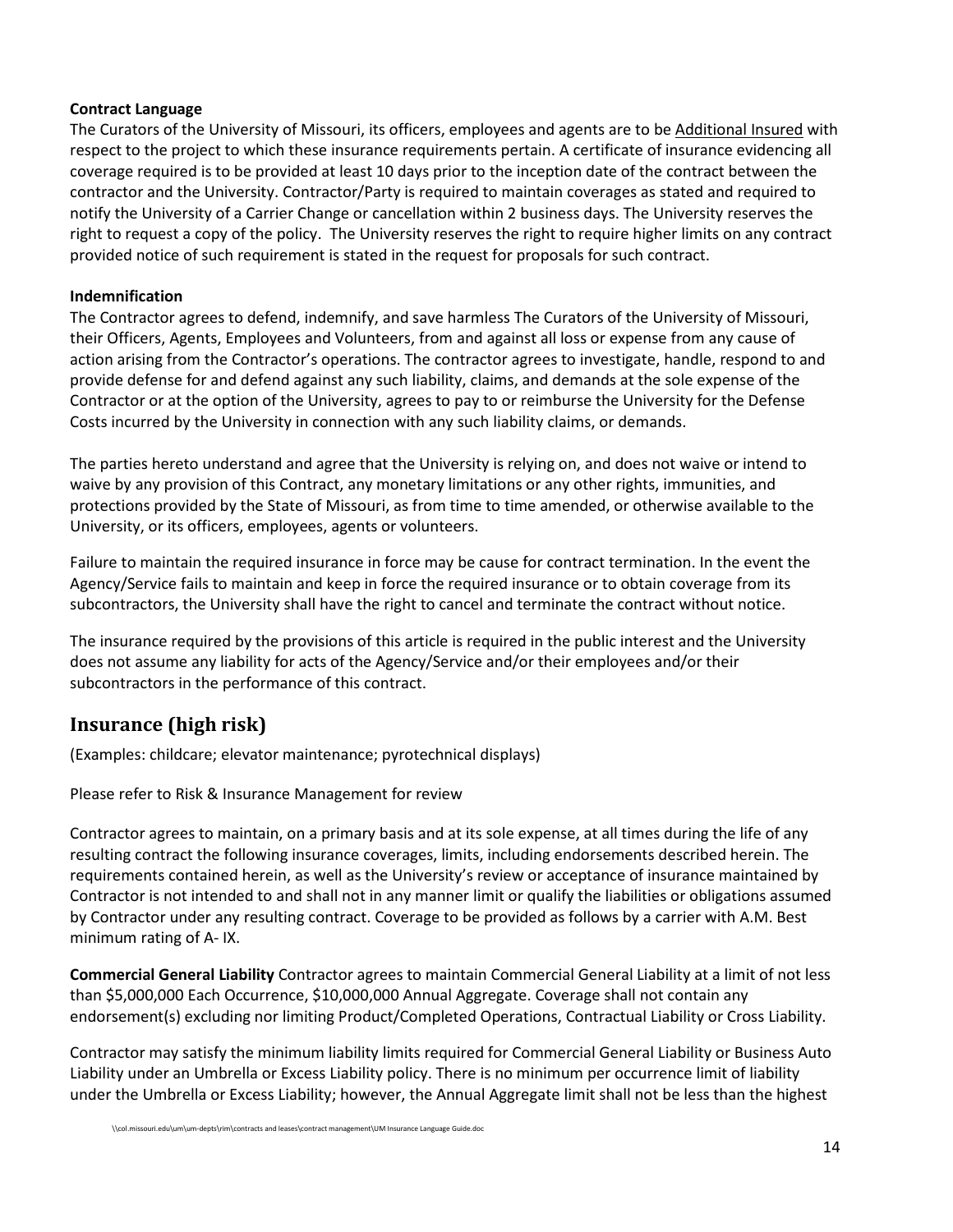**Contract Language**
The Curators of the University of Missouri, its officers, employees and agents are to be Additional Insured with respect to the project to which these insurance requirements pertain. A certificate of insurance evidencing all coverage required is to be provided at least 10 days prior to the inception date of the contract between the contractor and the University. Contractor/Party is required to maintain coverages as stated and required to notify the University of a Carrier Change or cancellation within 2 business days. The University reserves the right to request a copy of the policy. The University reserves the right to require higher limits on any contract provided notice of such requirement is stated in the request for proposals for such contract.

**Indemnification**
The Contractor agrees to defend, indemnify, and save harmless The Curators of the University of Missouri, their Officers, Agents, Employees and Volunteers, from and against all loss or expense from any cause of action arising from the Contractor's operations. The contractor agrees to investigate, handle, respond to and provide defense for and defend against any such liability, claims, and demands at the sole expense of the Contractor or at the option of the University, agrees to pay to or reimburse the University for the Defense Costs incurred by the University in connection with any such liability claims, or demands.

The parties hereto understand and agree that the University is relying on, and does not waive or intend to waive by any provision of this Contract, any monetary limitations or any other rights, immunities, and protections provided by the State of Missouri, as from time to time amended, or otherwise available to the University, or its officers, employees, agents or volunteers.

Failure to maintain the required insurance in force may be cause for contract termination. In the event the Agency/Service fails to maintain and keep in force the required insurance or to obtain coverage from its subcontractors, the University shall have the right to cancel and terminate the contract without notice.

The insurance required by the provisions of this article is required in the public interest and the University does not assume any liability for acts of the Agency/Service and/or their employees and/or their subcontractors in the performance of this contract.

## Insurance (high risk)

(Examples: childcare; elevator maintenance; pyrotechnical displays)

Please refer to Risk & Insurance Management for review

Contractor agrees to maintain, on a primary basis and at its sole expense, at all times during the life of any resulting contract the following insurance coverages, limits, including endorsements described herein. The requirements contained herein, as well as the University's review or acceptance of insurance maintained by Contractor is not intended to and shall not in any manner limit or qualify the liabilities or obligations assumed by Contractor under any resulting contract. Coverage to be provided as follows by a carrier with A.M. Best minimum rating of A- IX.

**Commercial General Liability** Contractor agrees to maintain Commercial General Liability at a limit of not less than $5,000,000 Each Occurrence, $10,000,000 Annual Aggregate. Coverage shall not contain any endorsement(s) excluding nor limiting Product/Completed Operations, Contractual Liability or Cross Liability.

Contractor may satisfy the minimum liability limits required for Commercial General Liability or Business Auto Liability under an Umbrella or Excess Liability policy. There is no minimum per occurrence limit of liability under the Umbrella or Excess Liability; however, the Annual Aggregate limit shall not be less than the highest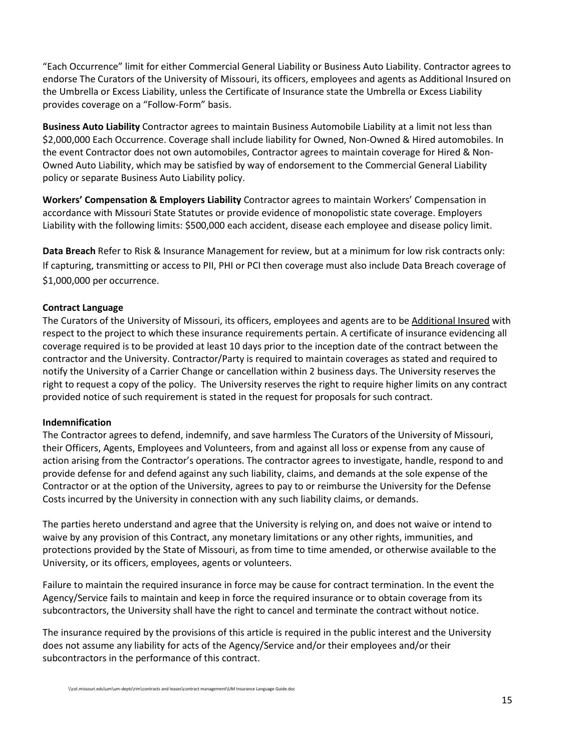"Each Occurrence" limit for either Commercial General Liability or Business Auto Liability. Contractor agrees to endorse The Curators of the University of Missouri, its officers, employees and agents as Additional Insured on the Umbrella or Excess Liability, unless the Certificate of Insurance state the Umbrella or Excess Liability provides coverage on a "Follow-Form" basis.

**Business Auto Liability** Contractor agrees to maintain Business Automobile Liability at a limit not less than $2,000,000 Each Occurrence. Coverage shall include liability for Owned, Non-Owned & Hired automobiles. In the event Contractor does not own automobiles, Contractor agrees to maintain coverage for Hired & Non-Owned Auto Liability, which may be satisfied by way of endorsement to the Commercial General Liability policy or separate Business Auto Liability policy.

**Workers' Compensation & Employers Liability** Contractor agrees to maintain Workers' Compensation in accordance with Missouri State Statutes or provide evidence of monopolistic state coverage. Employers Liability with the following limits: $500,000 each accident, disease each employee and disease policy limit.

**Data Breach** Refer to Risk & Insurance Management for review, but at a minimum for low risk contracts only: If capturing, transmitting or access to PII, PHI or PCI then coverage must also include Data Breach coverage of $1,000,000 per occurrence.

**Contract Language**

The Curators of the University of Missouri, its officers, employees and agents are to be Additional Insured with respect to the project to which these insurance requirements pertain. A certificate of insurance evidencing all coverage required is to be provided at least 10 days prior to the inception date of the contract between the contractor and the University. Contractor/Party is required to maintain coverages as stated and required to notify the University of a Carrier Change or cancellation within 2 business days. The University reserves the right to request a copy of the policy. The University reserves the right to require higher limits on any contract provided notice of such requirement is stated in the request for proposals for such contract.

**Indemnification**

The Contractor agrees to defend, indemnify, and save harmless The Curators of the University of Missouri, their Officers, Agents, Employees and Volunteers, from and against all loss or expense from any cause of action arising from the Contractor's operations. The contractor agrees to investigate, handle, respond to and provide defense for and defend against any such liability, claims, and demands at the sole expense of the Contractor or at the option of the University, agrees to pay to or reimburse the University for the Defense Costs incurred by the University in connection with any such liability claims, or demands.

The parties hereto understand and agree that the University is relying on, and does not waive or intend to waive by any provision of this Contract, any monetary limitations or any other rights, immunities, and protections provided by the State of Missouri, as from time to time amended, or otherwise available to the University, or its officers, employees, agents or volunteers.

Failure to maintain the required insurance in force may be cause for contract termination. In the event the Agency/Service fails to maintain and keep in force the required insurance or to obtain coverage from its subcontractors, the University shall have the right to cancel and terminate the contract without notice.

The insurance required by the provisions of this article is required in the public interest and the University does not assume any liability for acts of the Agency/Service and/or their employees and/or their subcontractors in the performance of this contract.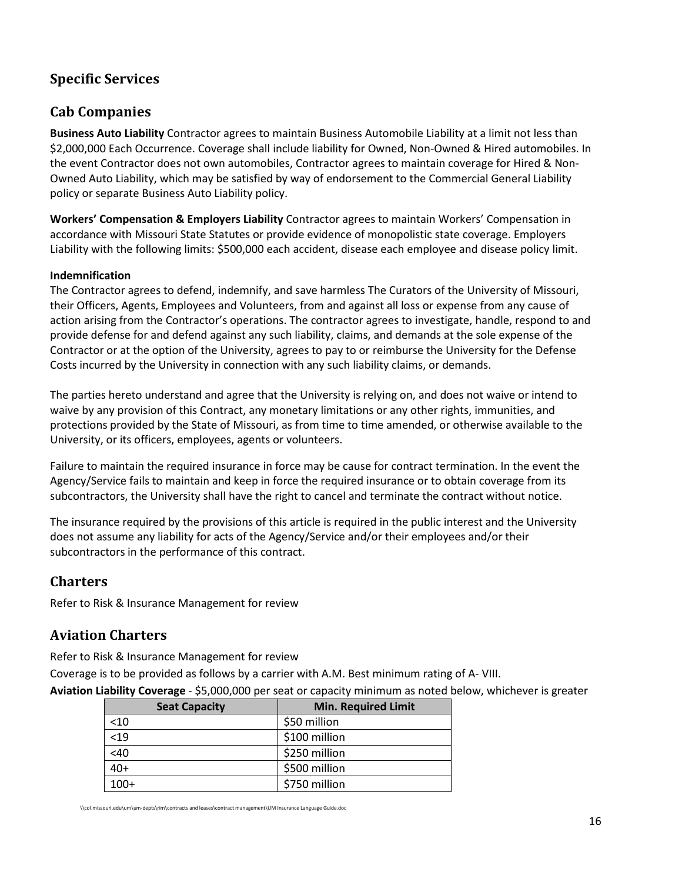## Specific Services

## Cab Companies

**Business Auto Liability** Contractor agrees to maintain Business Automobile Liability at a limit not less than $2,000,000 Each Occurrence. Coverage shall include liability for Owned, Non-Owned & Hired automobiles. In the event Contractor does not own automobiles, Contractor agrees to maintain coverage for Hired & Non-Owned Auto Liability, which may be satisfied by way of endorsement to the Commercial General Liability policy or separate Business Auto Liability policy.

**Workers' Compensation & Employers Liability** Contractor agrees to maintain Workers' Compensation in accordance with Missouri State Statutes or provide evidence of monopolistic state coverage. Employers Liability with the following limits: $500,000 each accident, disease each employee and disease policy limit.

**Indemnification**

The Contractor agrees to defend, indemnify, and save harmless The Curators of the University of Missouri, their Officers, Agents, Employees and Volunteers, from and against all loss or expense from any cause of action arising from the Contractor's operations. The contractor agrees to investigate, handle, respond to and provide defense for and defend against any such liability, claims, and demands at the sole expense of the Contractor or at the option of the University, agrees to pay to or reimburse the University for the Defense Costs incurred by the University in connection with any such liability claims, or demands.

The parties hereto understand and agree that the University is relying on, and does not waive or intend to waive by any provision of this Contract, any monetary limitations or any other rights, immunities, and protections provided by the State of Missouri, as from time to time amended, or otherwise available to the University, or its officers, employees, agents or volunteers.

Failure to maintain the required insurance in force may be cause for contract termination. In the event the Agency/Service fails to maintain and keep in force the required insurance or to obtain coverage from its subcontractors, the University shall have the right to cancel and terminate the contract without notice.

The insurance required by the provisions of this article is required in the public interest and the University does not assume any liability for acts of the Agency/Service and/or their employees and/or their subcontractors in the performance of this contract.

## Charters

Refer to Risk & Insurance Management for review

## Aviation Charters

Refer to Risk & Insurance Management for review

Coverage is to be provided as follows by a carrier with A.M. Best minimum rating of A- VIII.

**Aviation Liability Coverage** - $5,000,000 per seat or capacity minimum as noted below, whichever is greater

| Seat Capacity | Min. Required Limit |
|---|---|
| <10 | $50 million |
| <19 | $100 million |
| <40 | $250 million |
| 40+ | $500 million |
| 100+ | $750 million |

\\col.missouri.edu\um\um-depts\rim\contracts and leases\contract management\UM Insurance Language Guide.doc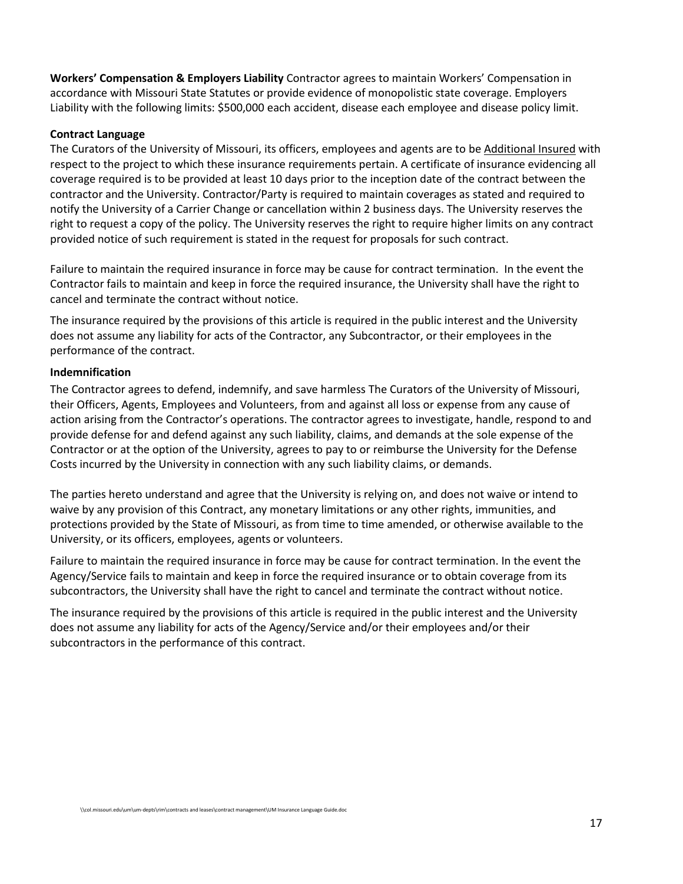**Workers' Compensation & Employers Liability** Contractor agrees to maintain Workers' Compensation in accordance with Missouri State Statutes or provide evidence of monopolistic state coverage. Employers Liability with the following limits: $500,000 each accident, disease each employee and disease policy limit.

**Contract Language**

The Curators of the University of Missouri, its officers, employees and agents are to be <u>Additional Insured</u> with respect to the project to which these insurance requirements pertain. A certificate of insurance evidencing all coverage required is to be provided at least 10 days prior to the inception date of the contract between the contractor and the University. Contractor/Party is required to maintain coverages as stated and required to notify the University of a Carrier Change or cancellation within 2 business days. The University reserves the right to request a copy of the policy. The University reserves the right to require higher limits on any contract provided notice of such requirement is stated in the request for proposals for such contract.

Failure to maintain the required insurance in force may be cause for contract termination. In the event the Contractor fails to maintain and keep in force the required insurance, the University shall have the right to cancel and terminate the contract without notice.

The insurance required by the provisions of this article is required in the public interest and the University does not assume any liability for acts of the Contractor, any Subcontractor, or their employees in the performance of the contract.

**Indemnification**

The Contractor agrees to defend, indemnify, and save harmless The Curators of the University of Missouri, their Officers, Agents, Employees and Volunteers, from and against all loss or expense from any cause of action arising from the Contractor's operations. The contractor agrees to investigate, handle, respond to and provide defense for and defend against any such liability, claims, and demands at the sole expense of the Contractor or at the option of the University, agrees to pay to or reimburse the University for the Defense Costs incurred by the University in connection with any such liability claims, or demands.

The parties hereto understand and agree that the University is relying on, and does not waive or intend to waive by any provision of this Contract, any monetary limitations or any other rights, immunities, and protections provided by the State of Missouri, as from time to time amended, or otherwise available to the University, or its officers, employees, agents or volunteers.

Failure to maintain the required insurance in force may be cause for contract termination. In the event the Agency/Service fails to maintain and keep in force the required insurance or to obtain coverage from its subcontractors, the University shall have the right to cancel and terminate the contract without notice.

The insurance required by the provisions of this article is required in the public interest and the University does not assume any liability for acts of the Agency/Service and/or their employees and/or their subcontractors in the performance of this contract.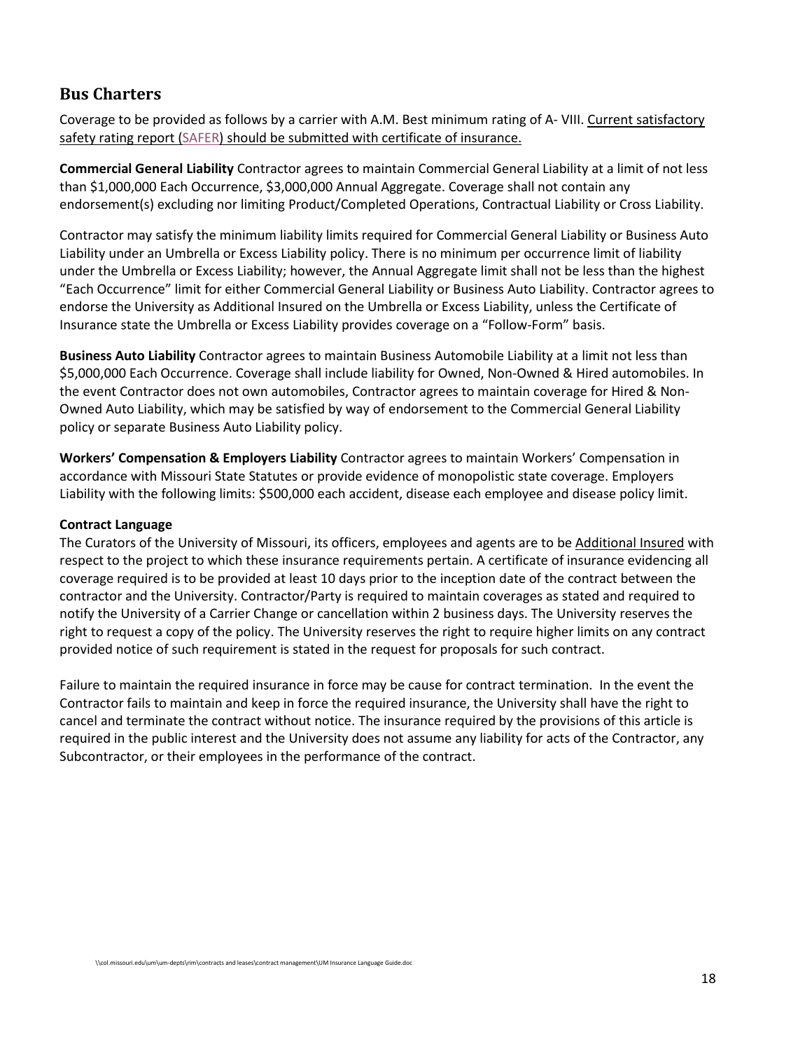## Bus Charters

Coverage to be provided as follows by a carrier with A.M. Best minimum rating of A- VIII. Current satisfactory safety rating report (SAFER) should be submitted with certificate of insurance.

**Commercial General Liability** Contractor agrees to maintain Commercial General Liability at a limit of not less than $1,000,000 Each Occurrence, $3,000,000 Annual Aggregate. Coverage shall not contain any endorsement(s) excluding nor limiting Product/Completed Operations, Contractual Liability or Cross Liability.

Contractor may satisfy the minimum liability limits required for Commercial General Liability or Business Auto Liability under an Umbrella or Excess Liability policy. There is no minimum per occurrence limit of liability under the Umbrella or Excess Liability; however, the Annual Aggregate limit shall not be less than the highest "Each Occurrence" limit for either Commercial General Liability or Business Auto Liability. Contractor agrees to endorse the University as Additional Insured on the Umbrella or Excess Liability, unless the Certificate of Insurance state the Umbrella or Excess Liability provides coverage on a "Follow-Form" basis.

**Business Auto Liability** Contractor agrees to maintain Business Automobile Liability at a limit not less than $5,000,000 Each Occurrence. Coverage shall include liability for Owned, Non-Owned & Hired automobiles. In the event Contractor does not own automobiles, Contractor agrees to maintain coverage for Hired & Non-Owned Auto Liability, which may be satisfied by way of endorsement to the Commercial General Liability policy or separate Business Auto Liability policy.

**Workers' Compensation & Employers Liability** Contractor agrees to maintain Workers' Compensation in accordance with Missouri State Statutes or provide evidence of monopolistic state coverage. Employers Liability with the following limits: $500,000 each accident, disease each employee and disease policy limit.

**Contract Language**

The Curators of the University of Missouri, its officers, employees and agents are to be Additional Insured with respect to the project to which these insurance requirements pertain. A certificate of insurance evidencing all coverage required is to be provided at least 10 days prior to the inception date of the contract between the contractor and the University. Contractor/Party is required to maintain coverages as stated and required to notify the University of a Carrier Change or cancellation within 2 business days. The University reserves the right to request a copy of the policy. The University reserves the right to require higher limits on any contract provided notice of such requirement is stated in the request for proposals for such contract.

Failure to maintain the required insurance in force may be cause for contract termination. In the event the Contractor fails to maintain and keep in force the required insurance, the University shall have the right to cancel and terminate the contract without notice. The insurance required by the provisions of this article is required in the public interest and the University does not assume any liability for acts of the Contractor, any Subcontractor, or their employees in the performance of the contract.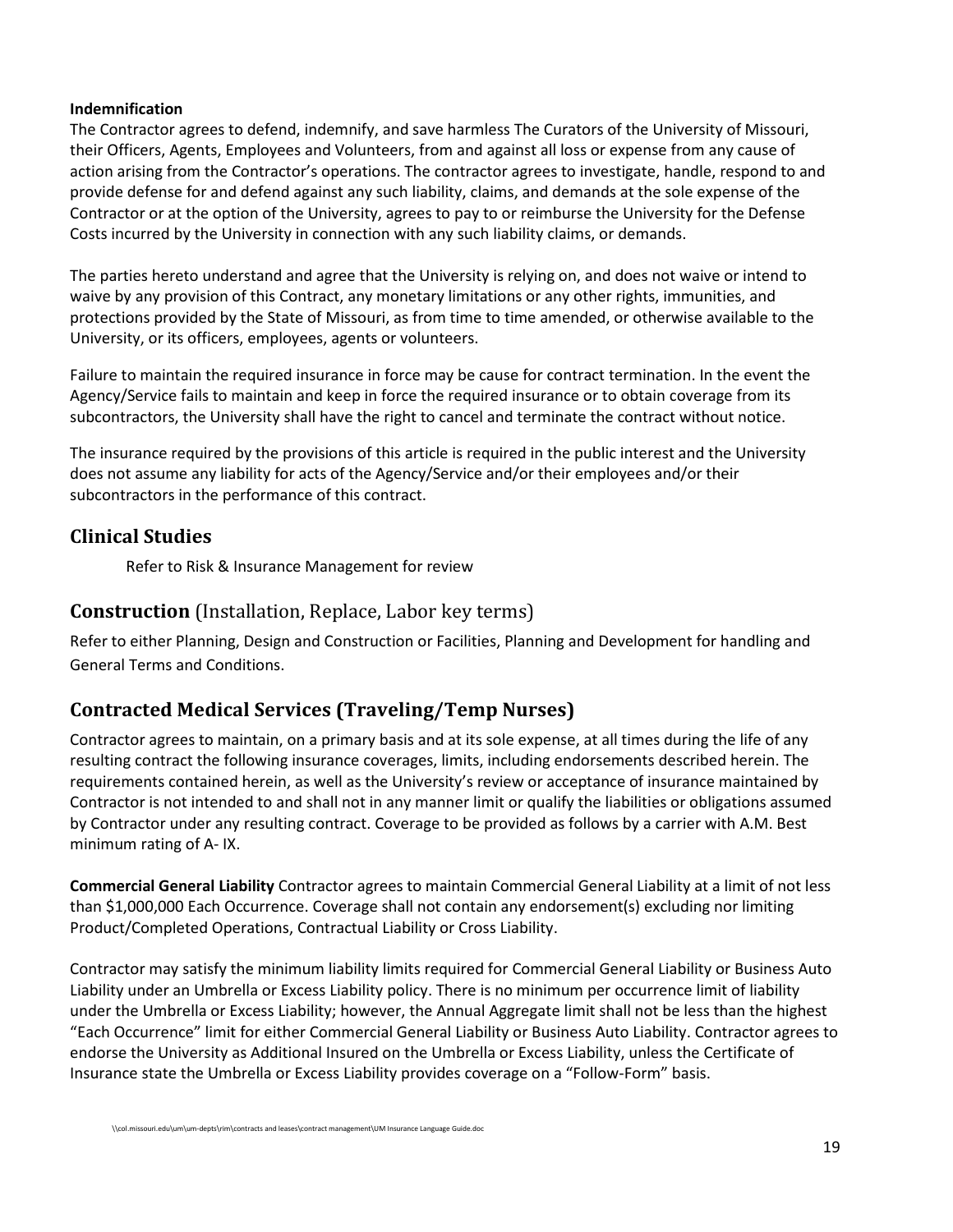**Indemnification**

The Contractor agrees to defend, indemnify, and save harmless The Curators of the University of Missouri, their Officers, Agents, Employees and Volunteers, from and against all loss or expense from any cause of action arising from the Contractor's operations. The contractor agrees to investigate, handle, respond to and provide defense for and defend against any such liability, claims, and demands at the sole expense of the Contractor or at the option of the University, agrees to pay to or reimburse the University for the Defense Costs incurred by the University in connection with any such liability claims, or demands.

The parties hereto understand and agree that the University is relying on, and does not waive or intend to waive by any provision of this Contract, any monetary limitations or any other rights, immunities, and protections provided by the State of Missouri, as from time to time amended, or otherwise available to the University, or its officers, employees, agents or volunteers.

Failure to maintain the required insurance in force may be cause for contract termination. In the event the Agency/Service fails to maintain and keep in force the required insurance or to obtain coverage from its subcontractors, the University shall have the right to cancel and terminate the contract without notice.

The insurance required by the provisions of this article is required in the public interest and the University does not assume any liability for acts of the Agency/Service and/or their employees and/or their subcontractors in the performance of this contract.

## Clinical Studies

Refer to Risk & Insurance Management for review

## Construction (Installation, Replace, Labor key terms)

Refer to either Planning, Design and Construction or Facilities, Planning and Development for handling and General Terms and Conditions.

## Contracted Medical Services (Traveling/Temp Nurses)

Contractor agrees to maintain, on a primary basis and at its sole expense, at all times during the life of any resulting contract the following insurance coverages, limits, including endorsements described herein. The requirements contained herein, as well as the University's review or acceptance of insurance maintained by Contractor is not intended to and shall not in any manner limit or qualify the liabilities or obligations assumed by Contractor under any resulting contract. Coverage to be provided as follows by a carrier with A.M. Best minimum rating of A- IX.

**Commercial General Liability** Contractor agrees to maintain Commercial General Liability at a limit of not less than $1,000,000 Each Occurrence. Coverage shall not contain any endorsement(s) excluding nor limiting Product/Completed Operations, Contractual Liability or Cross Liability.

Contractor may satisfy the minimum liability limits required for Commercial General Liability or Business Auto Liability under an Umbrella or Excess Liability policy. There is no minimum per occurrence limit of liability under the Umbrella or Excess Liability; however, the Annual Aggregate limit shall not be less than the highest "Each Occurrence" limit for either Commercial General Liability or Business Auto Liability. Contractor agrees to endorse the University as Additional Insured on the Umbrella or Excess Liability, unless the Certificate of Insurance state the Umbrella or Excess Liability provides coverage on a "Follow-Form" basis.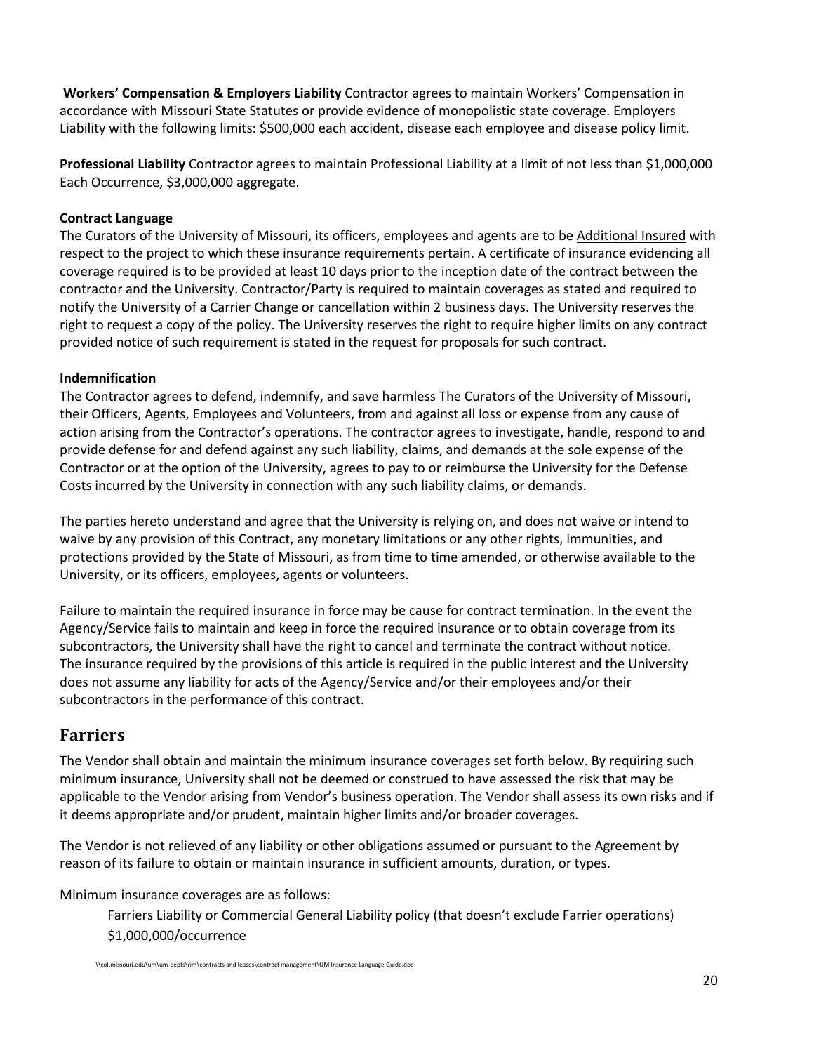**Workers' Compensation & Employers Liability** Contractor agrees to maintain Workers' Compensation in accordance with Missouri State Statutes or provide evidence of monopolistic state coverage. Employers Liability with the following limits: $500,000 each accident, disease each employee and disease policy limit.

**Professional Liability** Contractor agrees to maintain Professional Liability at a limit of not less than $1,000,000 Each Occurrence, $3,000,000 aggregate.

**Contract Language**

The Curators of the University of Missouri, its officers, employees and agents are to be Additional Insured with respect to the project to which these insurance requirements pertain. A certificate of insurance evidencing all coverage required is to be provided at least 10 days prior to the inception date of the contract between the contractor and the University. Contractor/Party is required to maintain coverages as stated and required to notify the University of a Carrier Change or cancellation within 2 business days. The University reserves the right to request a copy of the policy. The University reserves the right to require higher limits on any contract provided notice of such requirement is stated in the request for proposals for such contract.

**Indemnification**

The Contractor agrees to defend, indemnify, and save harmless The Curators of the University of Missouri, their Officers, Agents, Employees and Volunteers, from and against all loss or expense from any cause of action arising from the Contractor's operations. The contractor agrees to investigate, handle, respond to and provide defense for and defend against any such liability, claims, and demands at the sole expense of the Contractor or at the option of the University, agrees to pay to or reimburse the University for the Defense Costs incurred by the University in connection with any such liability claims, or demands.

The parties hereto understand and agree that the University is relying on, and does not waive or intend to waive by any provision of this Contract, any monetary limitations or any other rights, immunities, and protections provided by the State of Missouri, as from time to time amended, or otherwise available to the University, or its officers, employees, agents or volunteers.

Failure to maintain the required insurance in force may be cause for contract termination. In the event the Agency/Service fails to maintain and keep in force the required insurance or to obtain coverage from its subcontractors, the University shall have the right to cancel and terminate the contract without notice. The insurance required by the provisions of this article is required in the public interest and the University does not assume any liability for acts of the Agency/Service and/or their employees and/or their subcontractors in the performance of this contract.

## Farriers

The Vendor shall obtain and maintain the minimum insurance coverages set forth below. By requiring such minimum insurance, University shall not be deemed or construed to have assessed the risk that may be applicable to the Vendor arising from Vendor's business operation. The Vendor shall assess its own risks and if it deems appropriate and/or prudent, maintain higher limits and/or broader coverages.

The Vendor is not relieved of any liability or other obligations assumed or pursuant to the Agreement by reason of its failure to obtain or maintain insurance in sufficient amounts, duration, or types.

Minimum insurance coverages are as follows:

Farriers Liability or Commercial General Liability policy (that doesn't exclude Farrier operations) $1,000,000/occurrence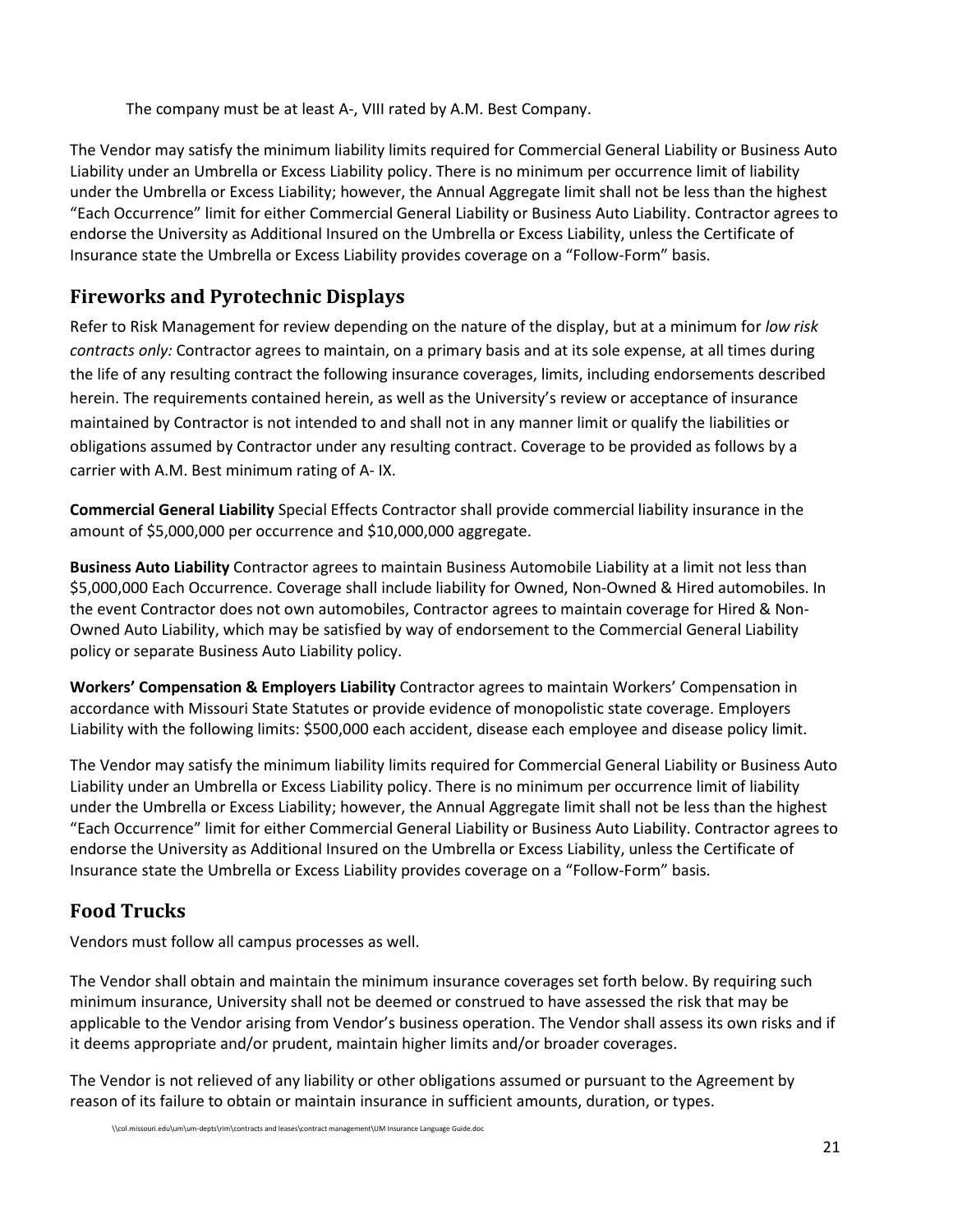The company must be at least A-, VIII rated by A.M. Best Company.

The Vendor may satisfy the minimum liability limits required for Commercial General Liability or Business Auto Liability under an Umbrella or Excess Liability policy. There is no minimum per occurrence limit of liability under the Umbrella or Excess Liability; however, the Annual Aggregate limit shall not be less than the highest "Each Occurrence" limit for either Commercial General Liability or Business Auto Liability. Contractor agrees to endorse the University as Additional Insured on the Umbrella or Excess Liability, unless the Certificate of Insurance state the Umbrella or Excess Liability provides coverage on a "Follow-Form" basis.

## Fireworks and Pyrotechnic Displays

Refer to Risk Management for review depending on the nature of the display, but at a minimum for *low risk contracts only:* Contractor agrees to maintain, on a primary basis and at its sole expense, at all times during the life of any resulting contract the following insurance coverages, limits, including endorsements described herein. The requirements contained herein, as well as the University's review or acceptance of insurance maintained by Contractor is not intended to and shall not in any manner limit or qualify the liabilities or obligations assumed by Contractor under any resulting contract. Coverage to be provided as follows by a carrier with A.M. Best minimum rating of A- IX.

**Commercial General Liability** Special Effects Contractor shall provide commercial liability insurance in the amount of $5,000,000 per occurrence and $10,000,000 aggregate.

**Business Auto Liability** Contractor agrees to maintain Business Automobile Liability at a limit not less than $5,000,000 Each Occurrence. Coverage shall include liability for Owned, Non-Owned & Hired automobiles. In the event Contractor does not own automobiles, Contractor agrees to maintain coverage for Hired & Non-Owned Auto Liability, which may be satisfied by way of endorsement to the Commercial General Liability policy or separate Business Auto Liability policy.

**Workers' Compensation & Employers Liability** Contractor agrees to maintain Workers' Compensation in accordance with Missouri State Statutes or provide evidence of monopolistic state coverage. Employers Liability with the following limits: $500,000 each accident, disease each employee and disease policy limit.

The Vendor may satisfy the minimum liability limits required for Commercial General Liability or Business Auto Liability under an Umbrella or Excess Liability policy. There is no minimum per occurrence limit of liability under the Umbrella or Excess Liability; however, the Annual Aggregate limit shall not be less than the highest "Each Occurrence" limit for either Commercial General Liability or Business Auto Liability. Contractor agrees to endorse the University as Additional Insured on the Umbrella or Excess Liability, unless the Certificate of Insurance state the Umbrella or Excess Liability provides coverage on a "Follow-Form" basis.

## Food Trucks

Vendors must follow all campus processes as well.

The Vendor shall obtain and maintain the minimum insurance coverages set forth below. By requiring such minimum insurance, University shall not be deemed or construed to have assessed the risk that may be applicable to the Vendor arising from Vendor's business operation. The Vendor shall assess its own risks and if it deems appropriate and/or prudent, maintain higher limits and/or broader coverages.

The Vendor is not relieved of any liability or other obligations assumed or pursuant to the Agreement by reason of its failure to obtain or maintain insurance in sufficient amounts, duration, or types.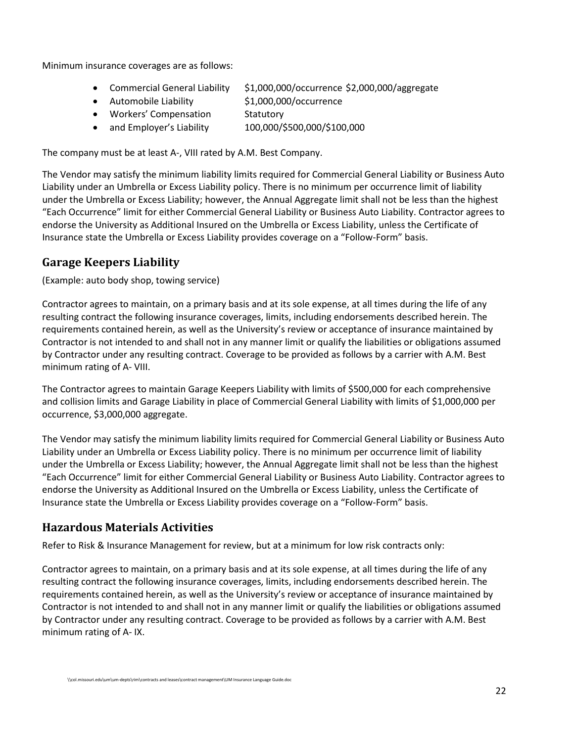Minimum insurance coverages are as follows:

- Commercial General Liability $1,000,000/occurrence $2,000,000/aggregate
- Automobile Liability $1,000,000/occurrence
- Workers' Compensation Statutory
- and Employer's Liability 100,000/$500,000/$100,000

The company must be at least A-, VIII rated by A.M. Best Company.

The Vendor may satisfy the minimum liability limits required for Commercial General Liability or Business Auto Liability under an Umbrella or Excess Liability policy. There is no minimum per occurrence limit of liability under the Umbrella or Excess Liability; however, the Annual Aggregate limit shall not be less than the highest "Each Occurrence" limit for either Commercial General Liability or Business Auto Liability. Contractor agrees to endorse the University as Additional Insured on the Umbrella or Excess Liability, unless the Certificate of Insurance state the Umbrella or Excess Liability provides coverage on a "Follow-Form" basis.

## Garage Keepers Liability

(Example: auto body shop, towing service)

Contractor agrees to maintain, on a primary basis and at its sole expense, at all times during the life of any resulting contract the following insurance coverages, limits, including endorsements described herein. The requirements contained herein, as well as the University's review or acceptance of insurance maintained by Contractor is not intended to and shall not in any manner limit or qualify the liabilities or obligations assumed by Contractor under any resulting contract. Coverage to be provided as follows by a carrier with A.M. Best minimum rating of A- VIII.

The Contractor agrees to maintain Garage Keepers Liability with limits of $500,000 for each comprehensive and collision limits and Garage Liability in place of Commercial General Liability with limits of $1,000,000 per occurrence, $3,000,000 aggregate.

The Vendor may satisfy the minimum liability limits required for Commercial General Liability or Business Auto Liability under an Umbrella or Excess Liability policy. There is no minimum per occurrence limit of liability under the Umbrella or Excess Liability; however, the Annual Aggregate limit shall not be less than the highest "Each Occurrence" limit for either Commercial General Liability or Business Auto Liability. Contractor agrees to endorse the University as Additional Insured on the Umbrella or Excess Liability, unless the Certificate of Insurance state the Umbrella or Excess Liability provides coverage on a "Follow-Form" basis.

## Hazardous Materials Activities

Refer to Risk & Insurance Management for review, but at a minimum for low risk contracts only:

Contractor agrees to maintain, on a primary basis and at its sole expense, at all times during the life of any resulting contract the following insurance coverages, limits, including endorsements described herein. The requirements contained herein, as well as the University's review or acceptance of insurance maintained by Contractor is not intended to and shall not in any manner limit or qualify the liabilities or obligations assumed by Contractor under any resulting contract. Coverage to be provided as follows by a carrier with A.M. Best minimum rating of A- IX.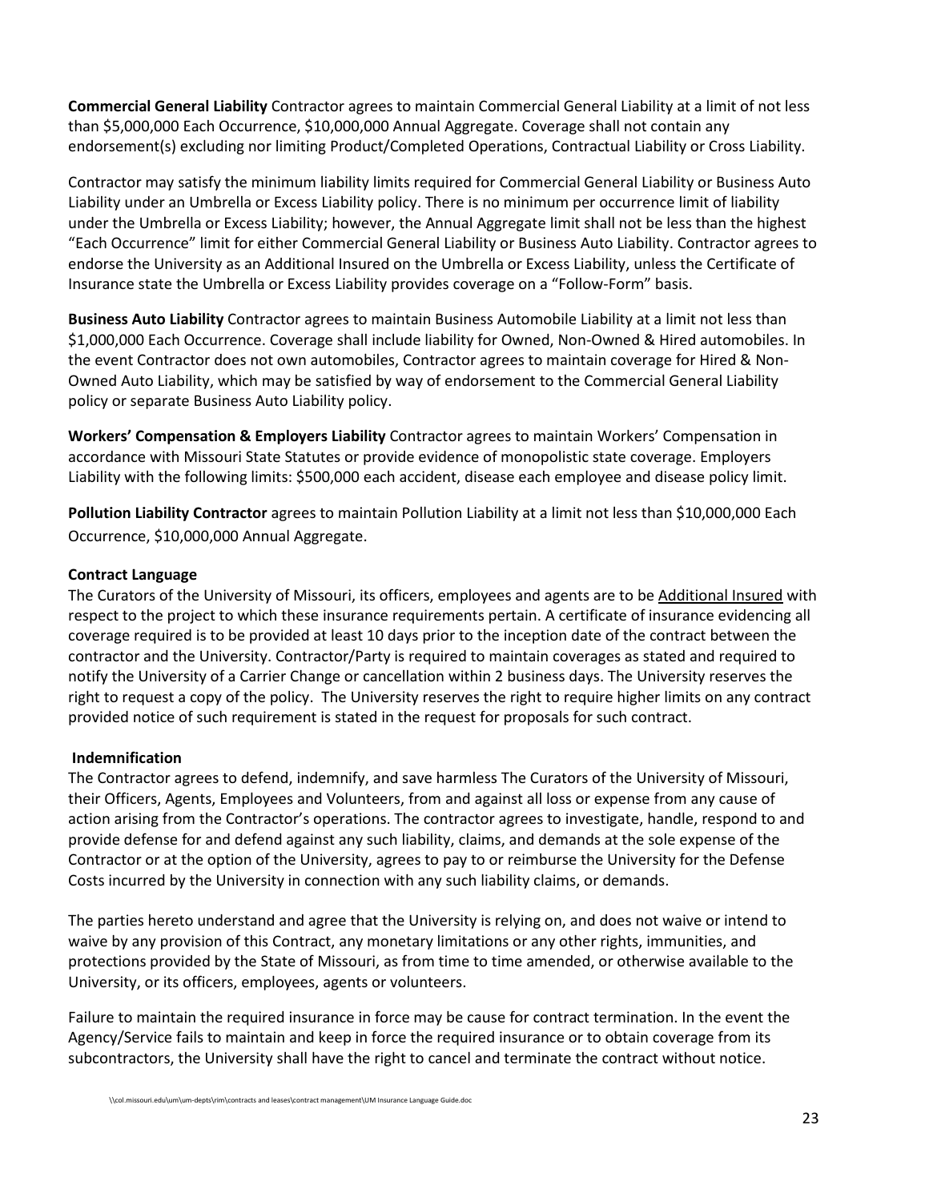**Commercial General Liability** Contractor agrees to maintain Commercial General Liability at a limit of not less than $5,000,000 Each Occurrence, $10,000,000 Annual Aggregate. Coverage shall not contain any endorsement(s) excluding nor limiting Product/Completed Operations, Contractual Liability or Cross Liability.

Contractor may satisfy the minimum liability limits required for Commercial General Liability or Business Auto Liability under an Umbrella or Excess Liability policy. There is no minimum per occurrence limit of liability under the Umbrella or Excess Liability; however, the Annual Aggregate limit shall not be less than the highest "Each Occurrence" limit for either Commercial General Liability or Business Auto Liability. Contractor agrees to endorse the University as an Additional Insured on the Umbrella or Excess Liability, unless the Certificate of Insurance state the Umbrella or Excess Liability provides coverage on a "Follow-Form" basis.

**Business Auto Liability** Contractor agrees to maintain Business Automobile Liability at a limit not less than $1,000,000 Each Occurrence. Coverage shall include liability for Owned, Non-Owned & Hired automobiles. In the event Contractor does not own automobiles, Contractor agrees to maintain coverage for Hired & Non-Owned Auto Liability, which may be satisfied by way of endorsement to the Commercial General Liability policy or separate Business Auto Liability policy.

**Workers' Compensation & Employers Liability** Contractor agrees to maintain Workers' Compensation in accordance with Missouri State Statutes or provide evidence of monopolistic state coverage. Employers Liability with the following limits: $500,000 each accident, disease each employee and disease policy limit.

**Pollution Liability Contractor** agrees to maintain Pollution Liability at a limit not less than $10,000,000 Each Occurrence, $10,000,000 Annual Aggregate.

**Contract Language**

The Curators of the University of Missouri, its officers, employees and agents are to be Additional Insured with respect to the project to which these insurance requirements pertain. A certificate of insurance evidencing all coverage required is to be provided at least 10 days prior to the inception date of the contract between the contractor and the University. Contractor/Party is required to maintain coverages as stated and required to notify the University of a Carrier Change or cancellation within 2 business days. The University reserves the right to request a copy of the policy. The University reserves the right to require higher limits on any contract provided notice of such requirement is stated in the request for proposals for such contract.

**Indemnification**

The Contractor agrees to defend, indemnify, and save harmless The Curators of the University of Missouri, their Officers, Agents, Employees and Volunteers, from and against all loss or expense from any cause of action arising from the Contractor's operations. The contractor agrees to investigate, handle, respond to and provide defense for and defend against any such liability, claims, and demands at the sole expense of the Contractor or at the option of the University, agrees to pay to or reimburse the University for the Defense Costs incurred by the University in connection with any such liability claims, or demands.

The parties hereto understand and agree that the University is relying on, and does not waive or intend to waive by any provision of this Contract, any monetary limitations or any other rights, immunities, and protections provided by the State of Missouri, as from time to time amended, or otherwise available to the University, or its officers, employees, agents or volunteers.

Failure to maintain the required insurance in force may be cause for contract termination. In the event the Agency/Service fails to maintain and keep in force the required insurance or to obtain coverage from its subcontractors, the University shall have the right to cancel and terminate the contract without notice.

\\col.missouri.edu\um\um-depts\rim\contracts and leases\contract management\UM Insurance Language Guide.doc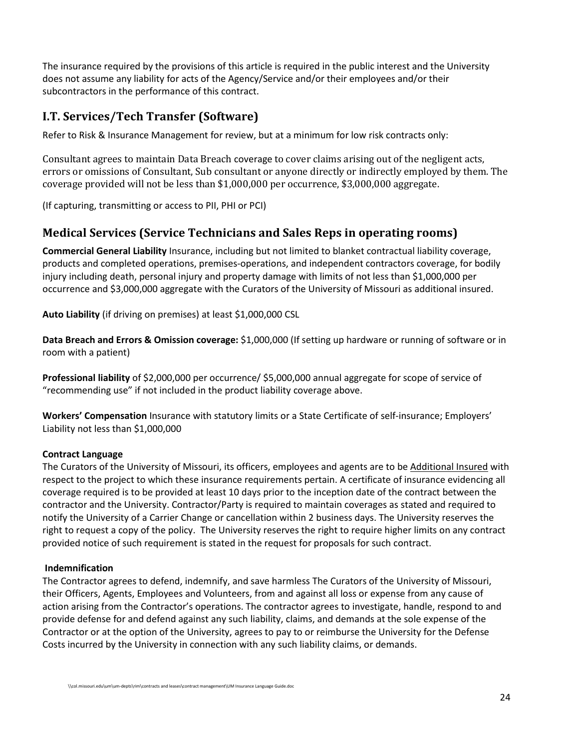The insurance required by the provisions of this article is required in the public interest and the University does not assume any liability for acts of the Agency/Service and/or their employees and/or their subcontractors in the performance of this contract.

## I.T. Services/Tech Transfer (Software)

Refer to Risk & Insurance Management for review, but at a minimum for low risk contracts only:

Consultant agrees to maintain Data Breach coverage to cover claims arising out of the negligent acts, errors or omissions of Consultant, Sub consultant or anyone directly or indirectly employed by them. The coverage provided will not be less than $1,000,000 per occurrence, $3,000,000 aggregate.

(If capturing, transmitting or access to PII, PHI or PCI)

## Medical Services (Service Technicians and Sales Reps in operating rooms)

**Commercial General Liability** Insurance, including but not limited to blanket contractual liability coverage, products and completed operations, premises-operations, and independent contractors coverage, for bodily injury including death, personal injury and property damage with limits of not less than $1,000,000 per occurrence and $3,000,000 aggregate with the Curators of the University of Missouri as additional insured.

**Auto Liability** (if driving on premises) at least $1,000,000 CSL

**Data Breach and Errors & Omission coverage:** $1,000,000 (If setting up hardware or running of software or in room with a patient)

**Professional liability** of $2,000,000 per occurrence/ $5,000,000 annual aggregate for scope of service of "recommending use" if not included in the product liability coverage above.

**Workers' Compensation** Insurance with statutory limits or a State Certificate of self-insurance; Employers' Liability not less than $1,000,000

**Contract Language**

The Curators of the University of Missouri, its officers, employees and agents are to be Additional Insured with respect to the project to which these insurance requirements pertain. A certificate of insurance evidencing all coverage required is to be provided at least 10 days prior to the inception date of the contract between the contractor and the University. Contractor/Party is required to maintain coverages as stated and required to notify the University of a Carrier Change or cancellation within 2 business days. The University reserves the right to request a copy of the policy. The University reserves the right to require higher limits on any contract provided notice of such requirement is stated in the request for proposals for such contract.

**Indemnification**

The Contractor agrees to defend, indemnify, and save harmless The Curators of the University of Missouri, their Officers, Agents, Employees and Volunteers, from and against all loss or expense from any cause of action arising from the Contractor's operations. The contractor agrees to investigate, handle, respond to and provide defense for and defend against any such liability, claims, and demands at the sole expense of the Contractor or at the option of the University, agrees to pay to or reimburse the University for the Defense Costs incurred by the University in connection with any such liability claims, or demands.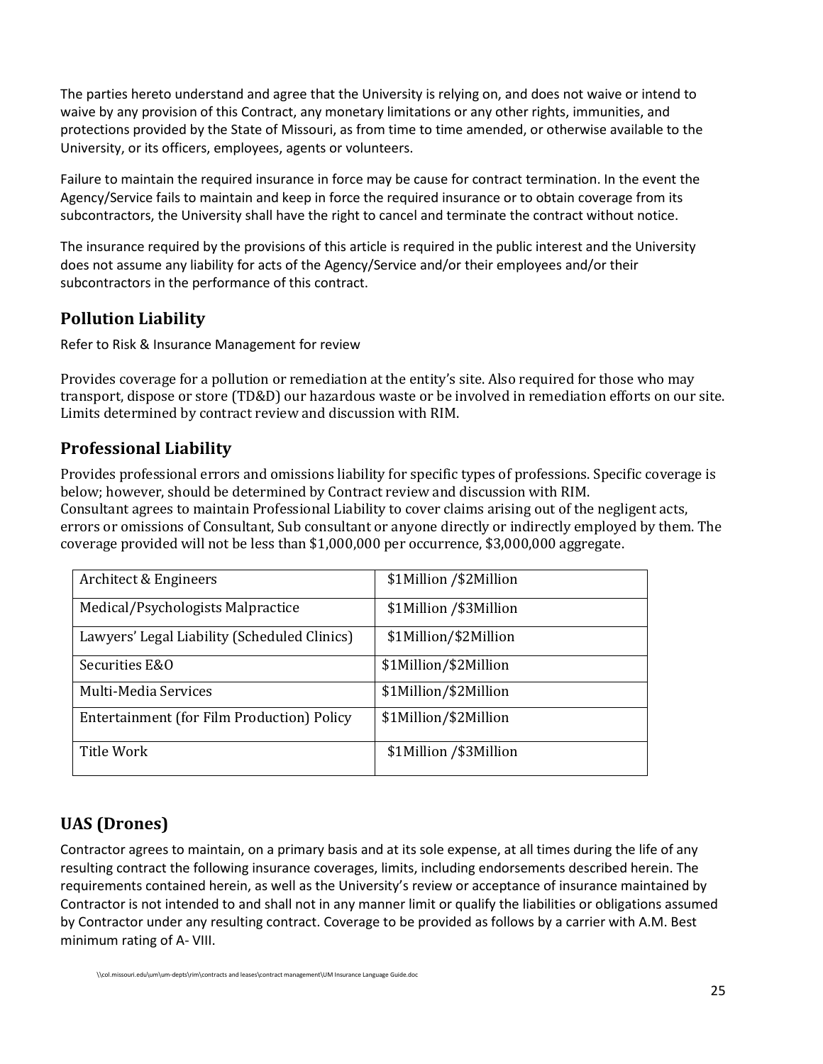The parties hereto understand and agree that the University is relying on, and does not waive or intend to waive by any provision of this Contract, any monetary limitations or any other rights, immunities, and protections provided by the State of Missouri, as from time to time amended, or otherwise available to the University, or its officers, employees, agents or volunteers.

Failure to maintain the required insurance in force may be cause for contract termination. In the event the Agency/Service fails to maintain and keep in force the required insurance or to obtain coverage from its subcontractors, the University shall have the right to cancel and terminate the contract without notice.

The insurance required by the provisions of this article is required in the public interest and the University does not assume any liability for acts of the Agency/Service and/or their employees and/or their subcontractors in the performance of this contract.

## Pollution Liability

Refer to Risk & Insurance Management for review

Provides coverage for a pollution or remediation at the entity's site. Also required for those who may transport, dispose or store (TD&D) our hazardous waste or be involved in remediation efforts on our site. Limits determined by contract review and discussion with RIM.

## Professional Liability

Provides professional errors and omissions liability for specific types of professions. Specific coverage is below; however, should be determined by Contract review and discussion with RIM.
Consultant agrees to maintain Professional Liability to cover claims arising out of the negligent acts, errors or omissions of Consultant, Sub consultant or anyone directly or indirectly employed by them. The coverage provided will not be less than $1,000,000 per occurrence, $3,000,000 aggregate.

| | |
|---|---|
| Architect & Engineers | $1Million /$2Million |
| Medical/Psychologists Malpractice | $1Million /$3Million |
| Lawyers' Legal Liability (Scheduled Clinics) | $1Million/$2Million |
| Securities E&O | $1Million/$2Million |
| Multi-Media Services | $1Million/$2Million |
| Entertainment (for Film Production) Policy | $1Million/$2Million |
| Title Work | $1Million /$3Million |

## UAS (Drones)

Contractor agrees to maintain, on a primary basis and at its sole expense, at all times during the life of any resulting contract the following insurance coverages, limits, including endorsements described herein. The requirements contained herein, as well as the University's review or acceptance of insurance maintained by Contractor is not intended to and shall not in any manner limit or qualify the liabilities or obligations assumed by Contractor under any resulting contract. Coverage to be provided as follows by a carrier with A.M. Best minimum rating of A- VIII.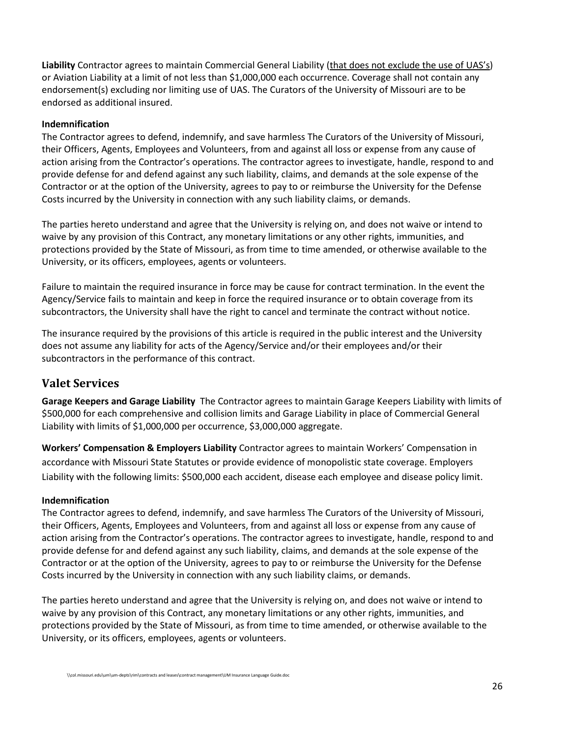**Liability** Contractor agrees to maintain Commercial General Liability (<u>that does not exclude the use of UAS's</u>) or Aviation Liability at a limit of not less than $1,000,000 each occurrence. Coverage shall not contain any endorsement(s) excluding nor limiting use of UAS. The Curators of the University of Missouri are to be endorsed as additional insured.

**Indemnification**

The Contractor agrees to defend, indemnify, and save harmless The Curators of the University of Missouri, their Officers, Agents, Employees and Volunteers, from and against all loss or expense from any cause of action arising from the Contractor's operations. The contractor agrees to investigate, handle, respond to and provide defense for and defend against any such liability, claims, and demands at the sole expense of the Contractor or at the option of the University, agrees to pay to or reimburse the University for the Defense Costs incurred by the University in connection with any such liability claims, or demands.

The parties hereto understand and agree that the University is relying on, and does not waive or intend to waive by any provision of this Contract, any monetary limitations or any other rights, immunities, and protections provided by the State of Missouri, as from time to time amended, or otherwise available to the University, or its officers, employees, agents or volunteers.

Failure to maintain the required insurance in force may be cause for contract termination. In the event the Agency/Service fails to maintain and keep in force the required insurance or to obtain coverage from its subcontractors, the University shall have the right to cancel and terminate the contract without notice.

The insurance required by the provisions of this article is required in the public interest and the University does not assume any liability for acts of the Agency/Service and/or their employees and/or their subcontractors in the performance of this contract.

## Valet Services

**Garage Keepers and Garage Liability** The Contractor agrees to maintain Garage Keepers Liability with limits of $500,000 for each comprehensive and collision limits and Garage Liability in place of Commercial General Liability with limits of $1,000,000 per occurrence, $3,000,000 aggregate.

**Workers' Compensation & Employers Liability** Contractor agrees to maintain Workers' Compensation in accordance with Missouri State Statutes or provide evidence of monopolistic state coverage. Employers Liability with the following limits: $500,000 each accident, disease each employee and disease policy limit.

**Indemnification**

The Contractor agrees to defend, indemnify, and save harmless The Curators of the University of Missouri, their Officers, Agents, Employees and Volunteers, from and against all loss or expense from any cause of action arising from the Contractor's operations. The contractor agrees to investigate, handle, respond to and provide defense for and defend against any such liability, claims, and demands at the sole expense of the Contractor or at the option of the University, agrees to pay to or reimburse the University for the Defense Costs incurred by the University in connection with any such liability claims, or demands.

The parties hereto understand and agree that the University is relying on, and does not waive or intend to waive by any provision of this Contract, any monetary limitations or any other rights, immunities, and protections provided by the State of Missouri, as from time to time amended, or otherwise available to the University, or its officers, employees, agents or volunteers.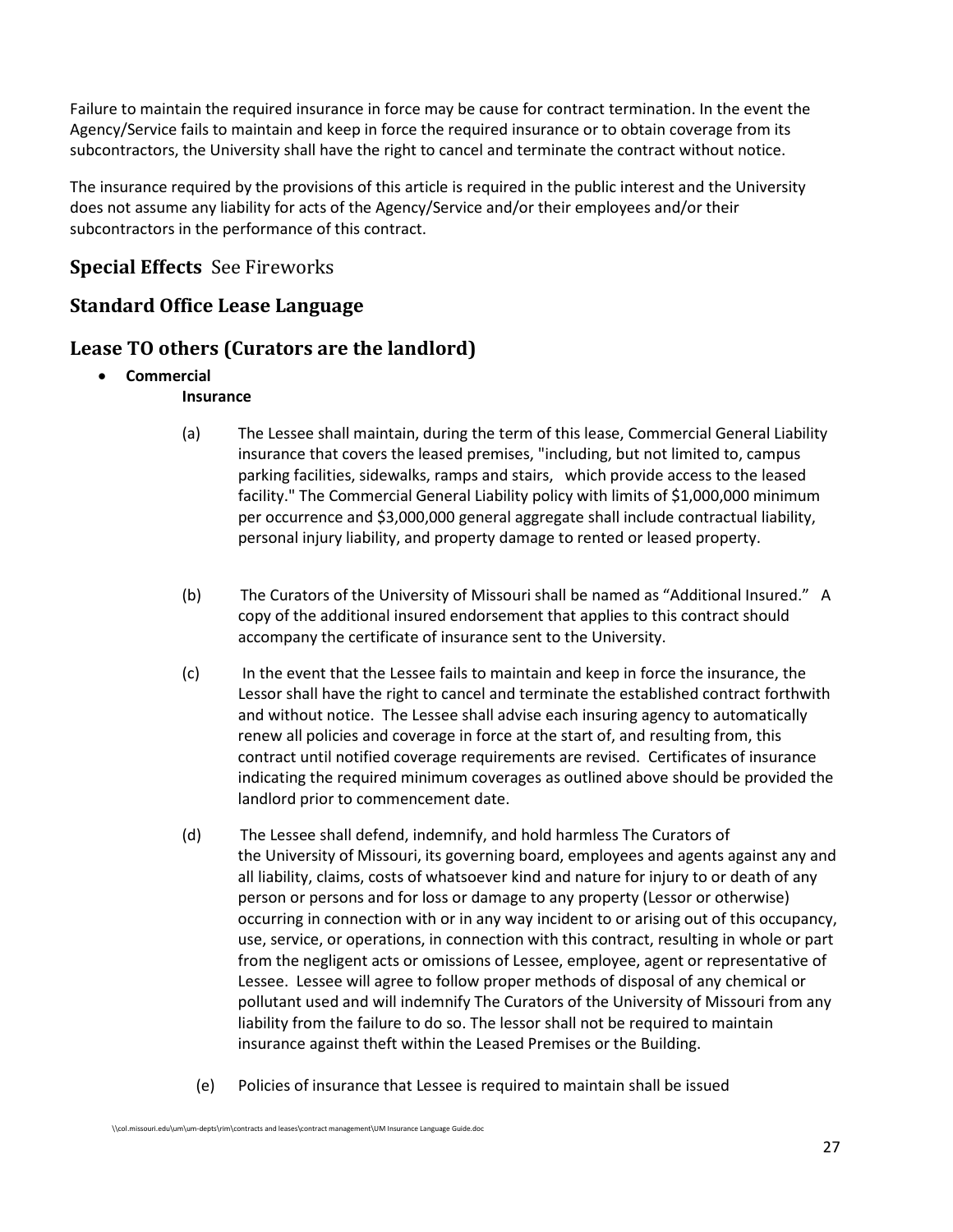Failure to maintain the required insurance in force may be cause for contract termination. In the event the Agency/Service fails to maintain and keep in force the required insurance or to obtain coverage from its subcontractors, the University shall have the right to cancel and terminate the contract without notice.

The insurance required by the provisions of this article is required in the public interest and the University does not assume any liability for acts of the Agency/Service and/or their employees and/or their subcontractors in the performance of this contract.

## **Special Effects** See Fireworks

## Standard Office Lease Language

## Lease TO others (Curators are the landlord)

- **Commercial**

  **Insurance**

(a) The Lessee shall maintain, during the term of this lease, Commercial General Liability insurance that covers the leased premises, "including, but not limited to, campus parking facilities, sidewalks, ramps and stairs, which provide access to the leased facility." The Commercial General Liability policy with limits of $1,000,000 minimum per occurrence and $3,000,000 general aggregate shall include contractual liability, personal injury liability, and property damage to rented or leased property.

(b) The Curators of the University of Missouri shall be named as "Additional Insured." A copy of the additional insured endorsement that applies to this contract should accompany the certificate of insurance sent to the University.

(c) In the event that the Lessee fails to maintain and keep in force the insurance, the Lessor shall have the right to cancel and terminate the established contract forthwith and without notice. The Lessee shall advise each insuring agency to automatically renew all policies and coverage in force at the start of, and resulting from, this contract until notified coverage requirements are revised. Certificates of insurance indicating the required minimum coverages as outlined above should be provided the landlord prior to commencement date.

(d) The Lessee shall defend, indemnify, and hold harmless The Curators of the University of Missouri, its governing board, employees and agents against any and all liability, claims, costs of whatsoever kind and nature for injury to or death of any person or persons and for loss or damage to any property (Lessor or otherwise) occurring in connection with or in any way incident to or arising out of this occupancy, use, service, or operations, in connection with this contract, resulting in whole or part from the negligent acts or omissions of Lessee, employee, agent or representative of Lessee. Lessee will agree to follow proper methods of disposal of any chemical or pollutant used and will indemnify The Curators of the University of Missouri from any liability from the failure to do so. The lessor shall not be required to maintain insurance against theft within the Leased Premises or the Building.

(e) Policies of insurance that Lessee is required to maintain shall be issued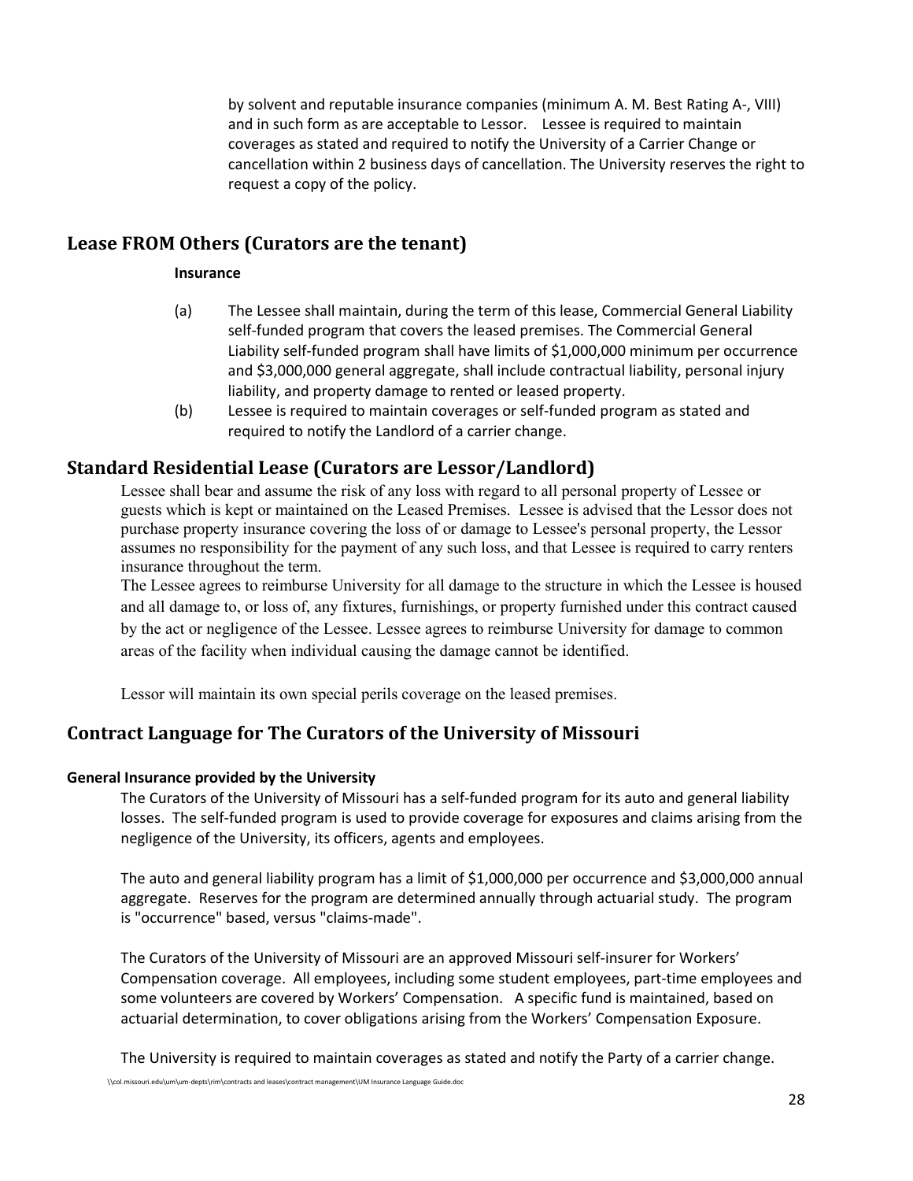by solvent and reputable insurance companies (minimum A. M. Best Rating A-, VIII) and in such form as are acceptable to Lessor. Lessee is required to maintain coverages as stated and required to notify the University of a Carrier Change or cancellation within 2 business days of cancellation. The University reserves the right to request a copy of the policy.

## Lease FROM Others (Curators are the tenant)

**Insurance**

(a) The Lessee shall maintain, during the term of this lease, Commercial General Liability self-funded program that covers the leased premises. The Commercial General Liability self-funded program shall have limits of $1,000,000 minimum per occurrence and $3,000,000 general aggregate, shall include contractual liability, personal injury liability, and property damage to rented or leased property.

(b) Lessee is required to maintain coverages or self-funded program as stated and required to notify the Landlord of a carrier change.

## Standard Residential Lease (Curators are Lessor/Landlord)

Lessee shall bear and assume the risk of any loss with regard to all personal property of Lessee or guests which is kept or maintained on the Leased Premises. Lessee is advised that the Lessor does not purchase property insurance covering the loss of or damage to Lessee's personal property, the Lessor assumes no responsibility for the payment of any such loss, and that Lessee is required to carry renters insurance throughout the term.

The Lessee agrees to reimburse University for all damage to the structure in which the Lessee is housed and all damage to, or loss of, any fixtures, furnishings, or property furnished under this contract caused by the act or negligence of the Lessee. Lessee agrees to reimburse University for damage to common areas of the facility when individual causing the damage cannot be identified.

Lessor will maintain its own special perils coverage on the leased premises.

## Contract Language for The Curators of the University of Missouri

### General Insurance provided by the University

The Curators of the University of Missouri has a self-funded program for its auto and general liability losses. The self-funded program is used to provide coverage for exposures and claims arising from the negligence of the University, its officers, agents and employees.

The auto and general liability program has a limit of $1,000,000 per occurrence and $3,000,000 annual aggregate. Reserves for the program are determined annually through actuarial study. The program is "occurrence" based, versus "claims-made".

The Curators of the University of Missouri are an approved Missouri self-insurer for Workers' Compensation coverage. All employees, including some student employees, part-time employees and some volunteers are covered by Workers' Compensation. A specific fund is maintained, based on actuarial determination, to cover obligations arising from the Workers' Compensation Exposure.

The University is required to maintain coverages as stated and notify the Party of a carrier change.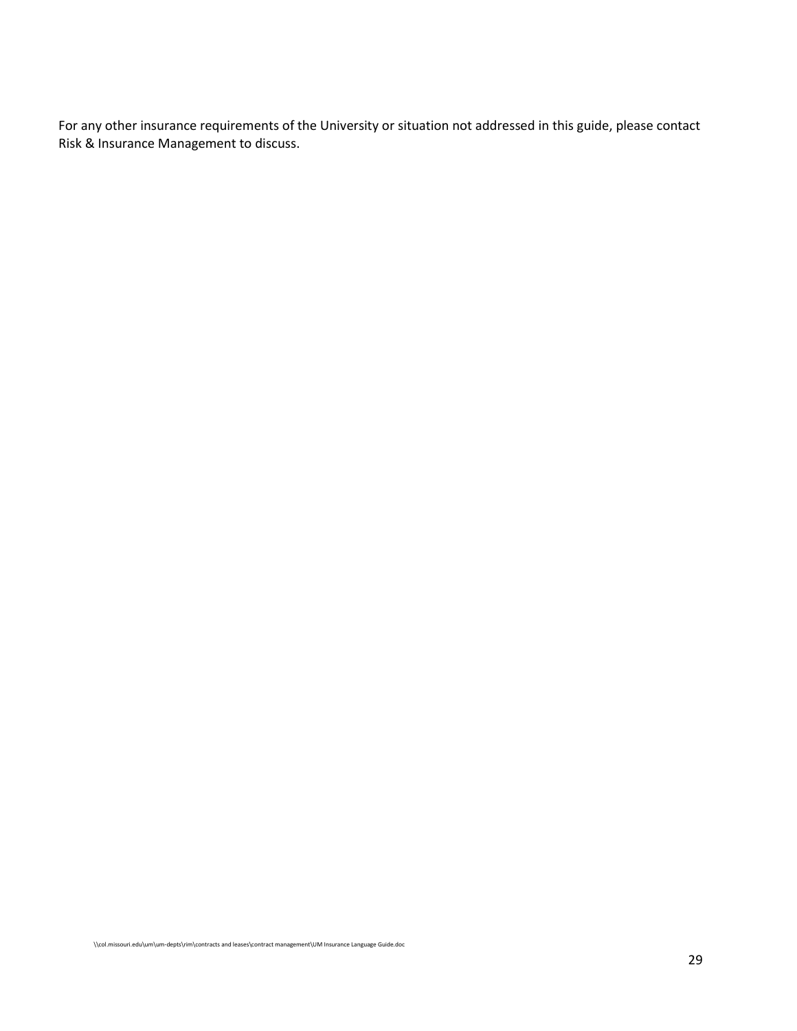For any other insurance requirements of the University or situation not addressed in this guide, please contact Risk & Insurance Management to discuss.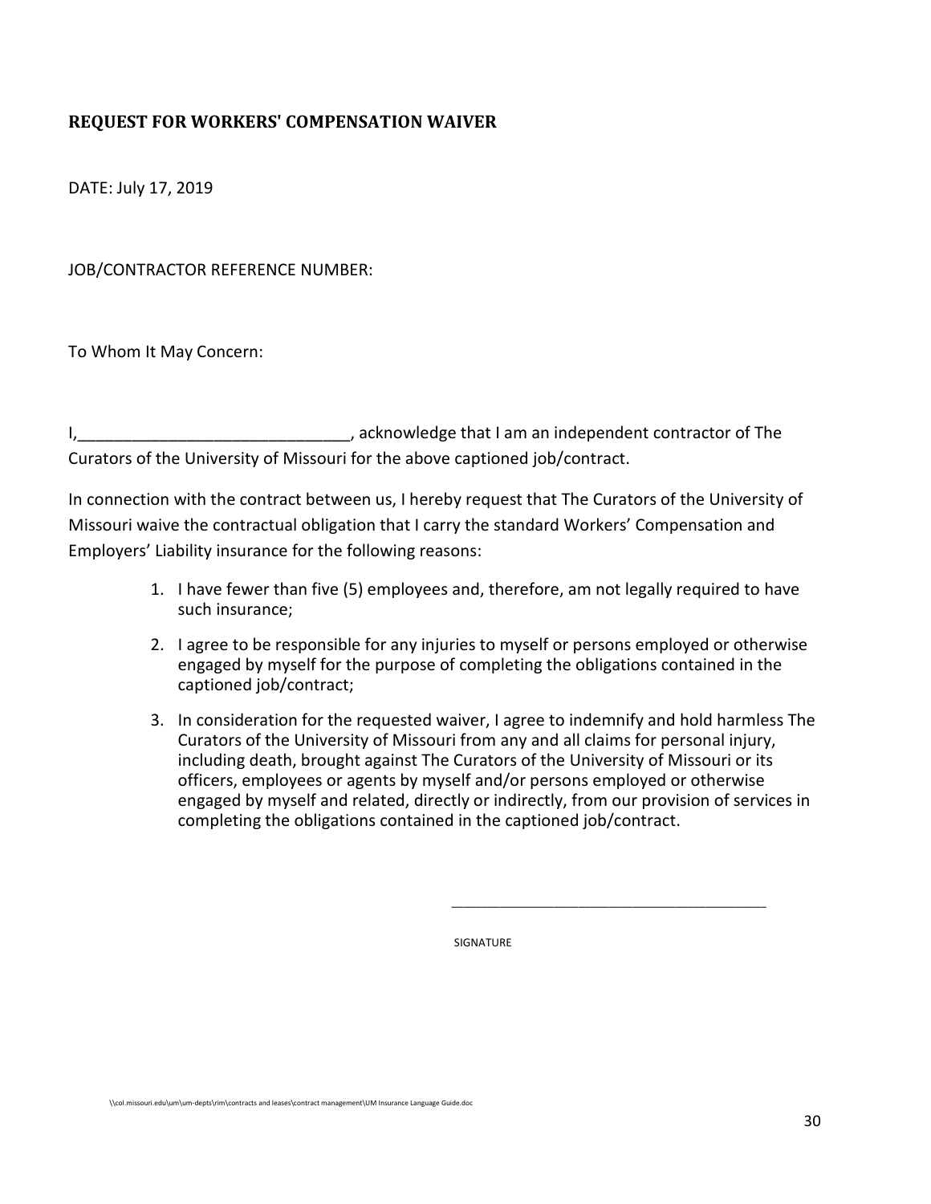## REQUEST FOR WORKERS' COMPENSATION WAIVER

DATE: July 17, 2019

JOB/CONTRACTOR REFERENCE NUMBER:

To Whom It May Concern:

I,______________________________, acknowledge that I am an independent contractor of The Curators of the University of Missouri for the above captioned job/contract.

In connection with the contract between us, I hereby request that The Curators of the University of Missouri waive the contractual obligation that I carry the standard Workers' Compensation and Employers' Liability insurance for the following reasons:

1. I have fewer than five (5) employees and, therefore, am not legally required to have such insurance;
2. I agree to be responsible for any injuries to myself or persons employed or otherwise engaged by myself for the purpose of completing the obligations contained in the captioned job/contract;
3. In consideration for the requested waiver, I agree to indemnify and hold harmless The Curators of the University of Missouri from any and all claims for personal injury, including death, brought against The Curators of the University of Missouri or its officers, employees or agents by myself and/or persons employed or otherwise engaged by myself and related, directly or indirectly, from our provision of services in completing the obligations contained in the captioned job/contract.

________________________________________

SIGNATURE

\\col.missouri.edu\um\um-depts\rim\contracts and leases\contract management\UM Insurance Language Guide.doc